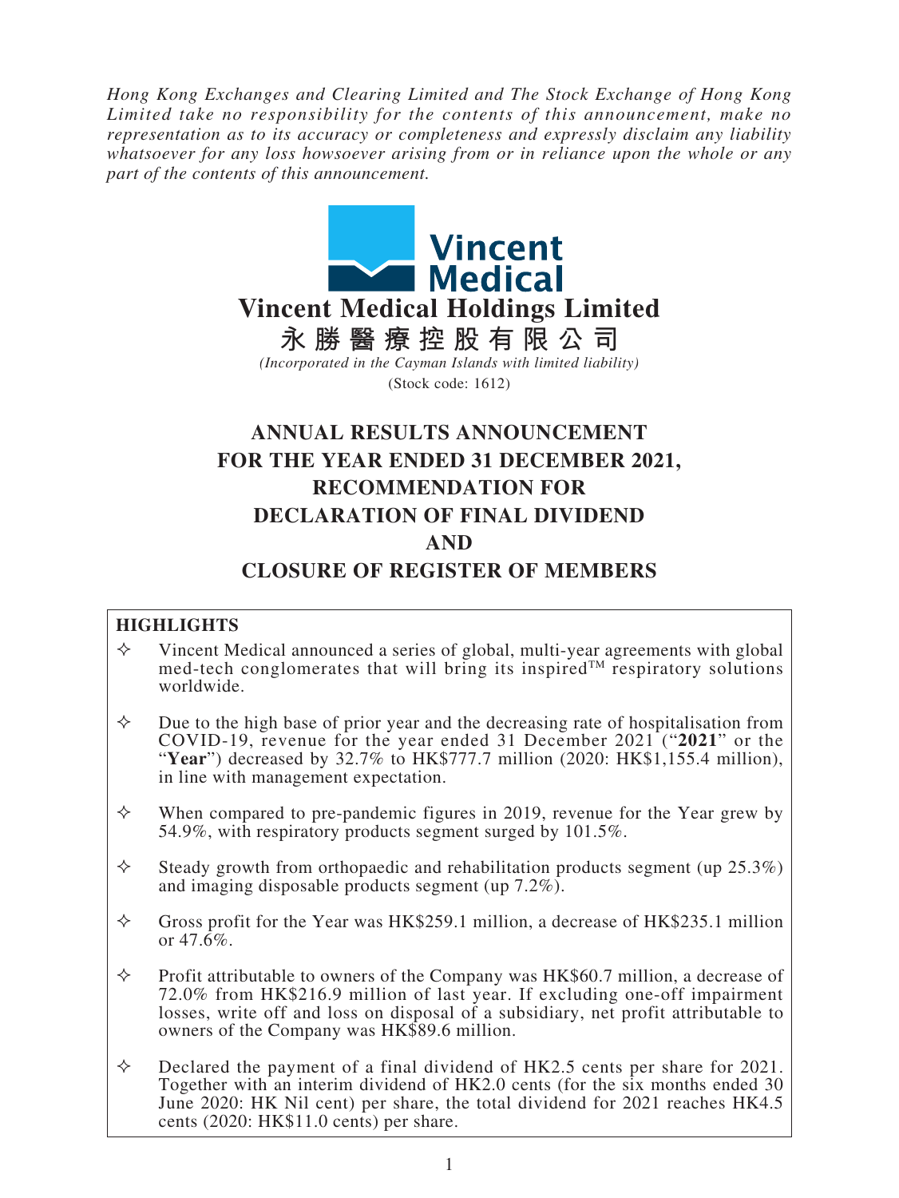*Hong Kong Exchanges and Clearing Limited and The Stock Exchange of Hong Kong Limited take no responsibility for the contents of this announcement, make no representation as to its accuracy or completeness and expressly disclaim any liability whatsoever for any loss howsoever arising from or in reliance upon the whole or any part of the contents of this announcement.*

Vincent Medical

# Vincent Medical Holdings Limited

# 永勝醫療控股有限公司

*(Incorporated in the Cayman Islands with limited liability)*

(Stock code: 1612)

# ANNUAL RESULTS ANNOUNCEMENT FOR THE YEAR ENDED 31 DECEMBER 2021, RECOMMENDATION FOR DECLARATION OF FINAL DIVIDEND AND CLOSURE OF REGISTER OF MEMBERS

## HIGHLIGHTS

- ✧ Vincent Medical announced a series of global, multi-year agreements with global med-tech conglomerates that will bring its inspired™ respiratory solutions worldwide.
- ✧ Due to the high base of prior year and the decreasing rate of hospitalisation from COVID-19, revenue for the year ended 31 December 2021 ("**2021**" or the "**Year**") decreased by 32.7% to HK$777.7 million (2020: HK$1,155.4 million), in line with management expectation.
- ✧ When compared to pre-pandemic figures in 2019, revenue for the Year grew by 54.9%, with respiratory products segment surged by 101.5%.
- ✧ Steady growth from orthopaedic and rehabilitation products segment (up 25.3%) and imaging disposable products segment (up 7.2%).
- ✧ Gross profit for the Year was HK$259.1 million, a decrease of HK$235.1 million or 47.6%.
- ✧ Profit attributable to owners of the Company was HK$60.7 million, a decrease of 72.0% from HK$216.9 million of last year. If excluding one-off impairment losses, write off and loss on disposal of a subsidiary, net profit attributable to owners of the Company was HK$89.6 million.
- ✧ Declared the payment of a final dividend of HK2.5 cents per share for 2021. Together with an interim dividend of HK2.0 cents (for the six months ended 30 June 2020: HK Nil cent) per share, the total dividend for 2021 reaches HK4.5 cents (2020: HK$11.0 cents) per share.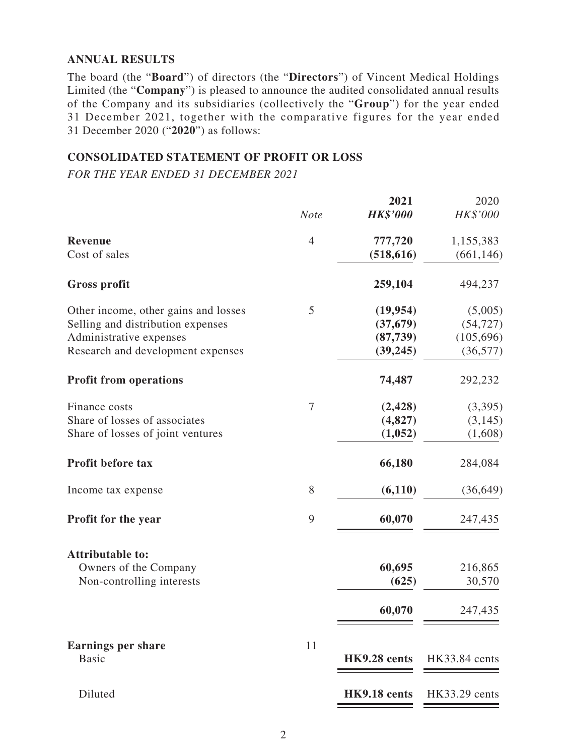## ANNUAL RESULTS

The board (the "**Board**") of directors (the "**Directors**") of Vincent Medical Holdings Limited (the "**Company**") is pleased to announce the audited consolidated annual results of the Company and its subsidiaries (collectively the "**Group**") for the year ended 31 December 2021, together with the comparative figures for the year ended 31 December 2020 ("**2020**") as follows:

## CONSOLIDATED STATEMENT OF PROFIT OR LOSS

*FOR THE YEAR ENDED 31 DECEMBER 2021*

| | *Note* | **2021** *HK$'000* | 2020 *HK$'000* |
|---|---|---|---|
| **Revenue** | 4 | **777,720** | 1,155,383 |
| Cost of sales | | **(518,616)** | (661,146) |
| **Gross profit** | | **259,104** | 494,237 |
| Other income, other gains and losses | 5 | **(19,954)** | (5,005) |
| Selling and distribution expenses | | **(37,679)** | (54,727) |
| Administrative expenses | | **(87,739)** | (105,696) |
| Research and development expenses | | **(39,245)** | (36,577) |
| **Profit from operations** | | **74,487** | 292,232 |
| Finance costs | 7 | **(2,428)** | (3,395) |
| Share of losses of associates | | **(4,827)** | (3,145) |
| Share of losses of joint ventures | | **(1,052)** | (1,608) |
| **Profit before tax** | | **66,180** | 284,084 |
| Income tax expense | 8 | **(6,110)** | (36,649) |
| **Profit for the year** | 9 | **60,070** | 247,435 |
| **Attributable to:** | | | |
| Owners of the Company | | **60,695** | 216,865 |
| Non-controlling interests | | **(625)** | 30,570 |
| | | **60,070** | 247,435 |
| **Earnings per share** | 11 | | |
| Basic | | **HK9.28 cents** | HK33.84 cents |
| Diluted | | **HK9.18 cents** | HK33.29 cents |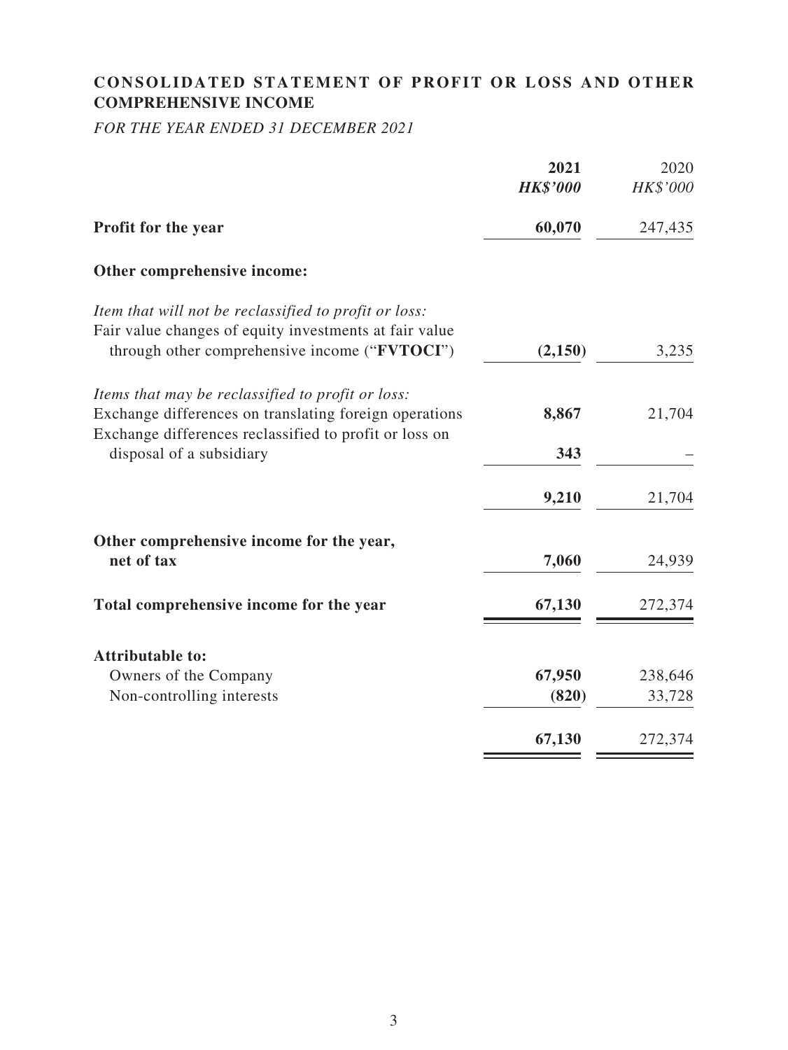## CONSOLIDATED STATEMENT OF PROFIT OR LOSS AND OTHER COMPREHENSIVE INCOME

*FOR THE YEAR ENDED 31 DECEMBER 2021*

| | **2021** | 2020 |
|---|---|---|
| | ***HK$'000*** | *HK$'000* |
| **Profit for the year** | **60,070** | 247,435 |
| **Other comprehensive income:** | | |
| *Item that will not be reclassified to profit or loss:* | | |
| Fair value changes of equity investments at fair value through other comprehensive income ("**FVTOCI**") | **(2,150)** | 3,235 |
| *Items that may be reclassified to profit or loss:* | | |
| Exchange differences on translating foreign operations | **8,867** | 21,704 |
| Exchange differences reclassified to profit or loss on disposal of a subsidiary | **343** | – |
| | **9,210** | 21,704 |
| **Other comprehensive income for the year, net of tax** | **7,060** | 24,939 |
| **Total comprehensive income for the year** | **67,130** | 272,374 |
| **Attributable to:** | | |
| Owners of the Company | **67,950** | 238,646 |
| Non-controlling interests | **(820)** | 33,728 |
| | **67,130** | 272,374 |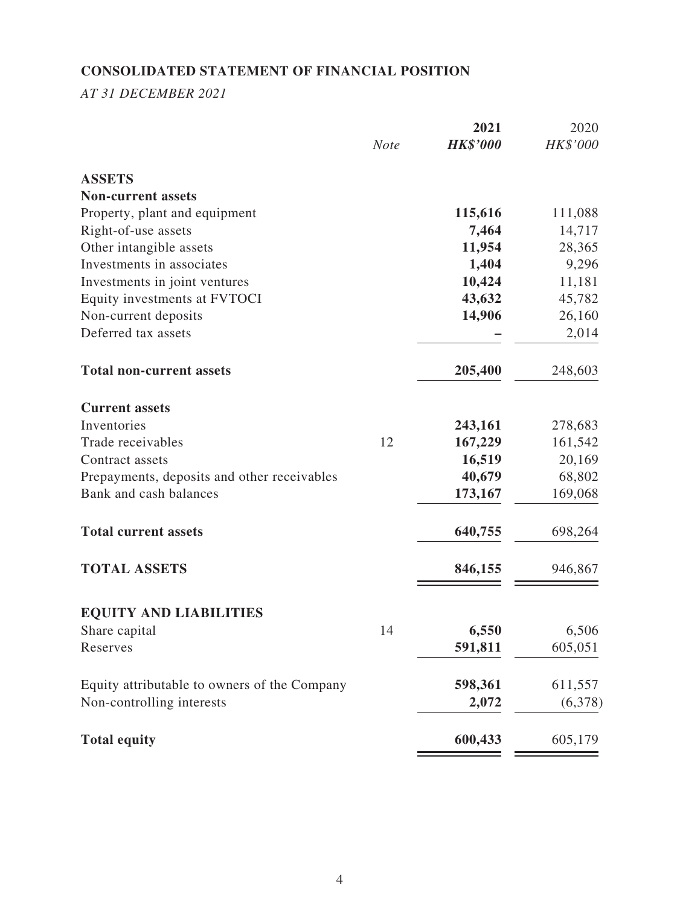## CONSOLIDATED STATEMENT OF FINANCIAL POSITION

*AT 31 DECEMBER 2021*

| | *Note* | **2021** | 2020 |
|---|---|---|---|
| | | ***HK$'000*** | *HK$'000* |
| **ASSETS** | | | |
| **Non-current assets** | | | |
| Property, plant and equipment | | **115,616** | 111,088 |
| Right-of-use assets | | **7,464** | 14,717 |
| Other intangible assets | | **11,954** | 28,365 |
| Investments in associates | | **1,404** | 9,296 |
| Investments in joint ventures | | **10,424** | 11,181 |
| Equity investments at FVTOCI | | **43,632** | 45,782 |
| Non-current deposits | | **14,906** | 26,160 |
| Deferred tax assets | | **–** | 2,014 |
| **Total non-current assets** | | **205,400** | 248,603 |
| **Current assets** | | | |
| Inventories | | **243,161** | 278,683 |
| Trade receivables | 12 | **167,229** | 161,542 |
| Contract assets | | **16,519** | 20,169 |
| Prepayments, deposits and other receivables | | **40,679** | 68,802 |
| Bank and cash balances | | **173,167** | 169,068 |
| **Total current assets** | | **640,755** | 698,264 |
| **TOTAL ASSETS** | | **846,155** | 946,867 |
| **EQUITY AND LIABILITIES** | | | |
| Share capital | 14 | **6,550** | 6,506 |
| Reserves | | **591,811** | 605,051 |
| Equity attributable to owners of the Company | | **598,361** | 611,557 |
| Non-controlling interests | | **2,072** | (6,378) |
| **Total equity** | | **600,433** | 605,179 |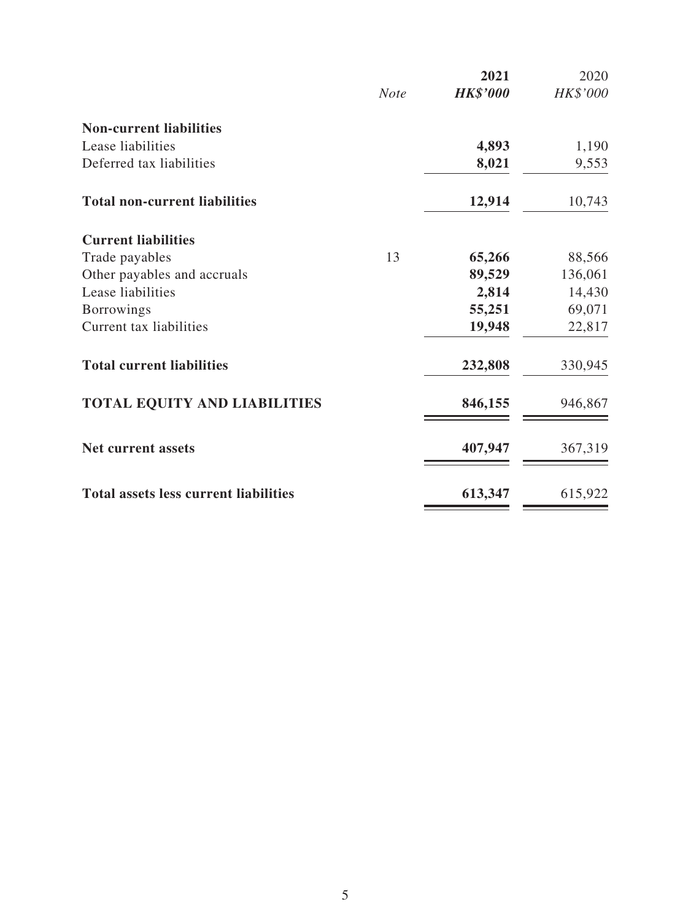| | *Note* | **2021** | 2020 |
|---|---|---|---|
| | | ***HK$'000*** | *HK$'000* |
| **Non-current liabilities** | | | |
| Lease liabilities | | **4,893** | 1,190 |
| Deferred tax liabilities | | **8,021** | 9,553 |
| **Total non-current liabilities** | | **12,914** | 10,743 |
| **Current liabilities** | | | |
| Trade payables | 13 | **65,266** | 88,566 |
| Other payables and accruals | | **89,529** | 136,061 |
| Lease liabilities | | **2,814** | 14,430 |
| Borrowings | | **55,251** | 69,071 |
| Current tax liabilities | | **19,948** | 22,817 |
| **Total current liabilities** | | **232,808** | 330,945 |
| **TOTAL EQUITY AND LIABILITIES** | | **846,155** | 946,867 |
| **Net current assets** | | **407,947** | 367,319 |
| **Total assets less current liabilities** | | **613,347** | 615,922 |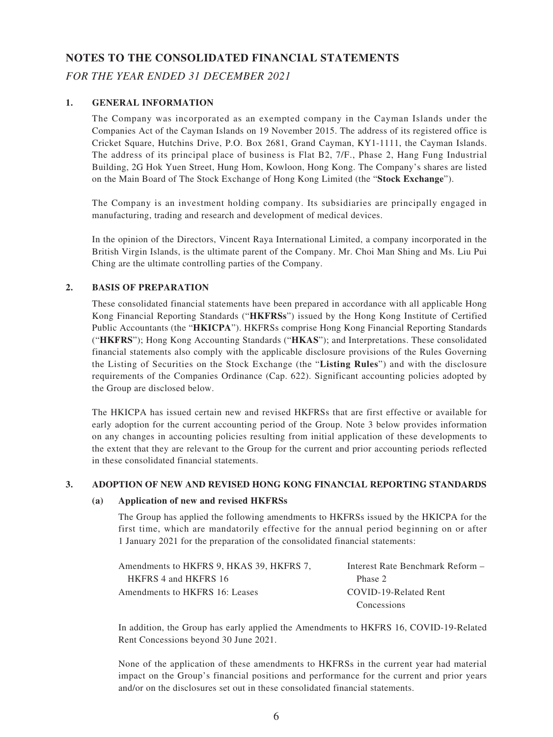# NOTES TO THE CONSOLIDATED FINANCIAL STATEMENTS

*FOR THE YEAR ENDED 31 DECEMBER 2021*

## 1. GENERAL INFORMATION

The Company was incorporated as an exempted company in the Cayman Islands under the Companies Act of the Cayman Islands on 19 November 2015. The address of its registered office is Cricket Square, Hutchins Drive, P.O. Box 2681, Grand Cayman, KY1-1111, the Cayman Islands. The address of its principal place of business is Flat B2, 7/F., Phase 2, Hang Fung Industrial Building, 2G Hok Yuen Street, Hung Hom, Kowloon, Hong Kong. The Company's shares are listed on the Main Board of The Stock Exchange of Hong Kong Limited (the "**Stock Exchange**").

The Company is an investment holding company. Its subsidiaries are principally engaged in manufacturing, trading and research and development of medical devices.

In the opinion of the Directors, Vincent Raya International Limited, a company incorporated in the British Virgin Islands, is the ultimate parent of the Company. Mr. Choi Man Shing and Ms. Liu Pui Ching are the ultimate controlling parties of the Company.

## 2. BASIS OF PREPARATION

These consolidated financial statements have been prepared in accordance with all applicable Hong Kong Financial Reporting Standards ("**HKFRSs**") issued by the Hong Kong Institute of Certified Public Accountants (the "**HKICPA**"). HKFRSs comprise Hong Kong Financial Reporting Standards ("**HKFRS**"); Hong Kong Accounting Standards ("**HKAS**"); and Interpretations. These consolidated financial statements also comply with the applicable disclosure provisions of the Rules Governing the Listing of Securities on the Stock Exchange (the "**Listing Rules**") and with the disclosure requirements of the Companies Ordinance (Cap. 622). Significant accounting policies adopted by the Group are disclosed below.

The HKICPA has issued certain new and revised HKFRSs that are first effective or available for early adoption for the current accounting period of the Group. Note 3 below provides information on any changes in accounting policies resulting from initial application of these developments to the extent that they are relevant to the Group for the current and prior accounting periods reflected in these consolidated financial statements.

## 3. ADOPTION OF NEW AND REVISED HONG KONG FINANCIAL REPORTING STANDARDS

### (a) Application of new and revised HKFRSs

The Group has applied the following amendments to HKFRSs issued by the HKICPA for the first time, which are mandatorily effective for the annual period beginning on or after 1 January 2021 for the preparation of the consolidated financial statements:

| | |
|---|---|
| Amendments to HKFRS 9, HKAS 39, HKFRS 7, HKFRS 4 and HKFRS 16 | Interest Rate Benchmark Reform – Phase 2 |
| Amendments to HKFRS 16: Leases | COVID-19-Related Rent Concessions |

In addition, the Group has early applied the Amendments to HKFRS 16, COVID-19-Related Rent Concessions beyond 30 June 2021.

None of the application of these amendments to HKFRSs in the current year had material impact on the Group's financial positions and performance for the current and prior years and/or on the disclosures set out in these consolidated financial statements.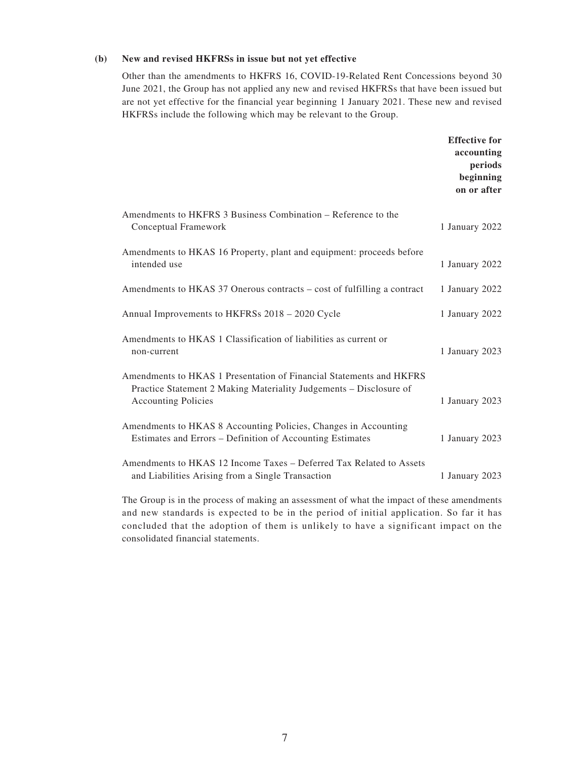### (b) New and revised HKFRSs in issue but not yet effective

Other than the amendments to HKFRS 16, COVID-19-Related Rent Concessions beyond 30 June 2021, the Group has not applied any new and revised HKFRSs that have been issued but are not yet effective for the financial year beginning 1 January 2021. These new and revised HKFRSs include the following which may be relevant to the Group.

| | **Effective for accounting periods beginning on or after** |
|---|---|
| Amendments to HKFRS 3 Business Combination – Reference to the Conceptual Framework | 1 January 2022 |
| Amendments to HKAS 16 Property, plant and equipment: proceeds before intended use | 1 January 2022 |
| Amendments to HKAS 37 Onerous contracts – cost of fulfilling a contract | 1 January 2022 |
| Annual Improvements to HKFRSs 2018 – 2020 Cycle | 1 January 2022 |
| Amendments to HKAS 1 Classification of liabilities as current or non-current | 1 January 2023 |
| Amendments to HKAS 1 Presentation of Financial Statements and HKFRS Practice Statement 2 Making Materiality Judgements – Disclosure of Accounting Policies | 1 January 2023 |
| Amendments to HKAS 8 Accounting Policies, Changes in Accounting Estimates and Errors – Definition of Accounting Estimates | 1 January 2023 |
| Amendments to HKAS 12 Income Taxes – Deferred Tax Related to Assets and Liabilities Arising from a Single Transaction | 1 January 2023 |

The Group is in the process of making an assessment of what the impact of these amendments and new standards is expected to be in the period of initial application. So far it has concluded that the adoption of them is unlikely to have a significant impact on the consolidated financial statements.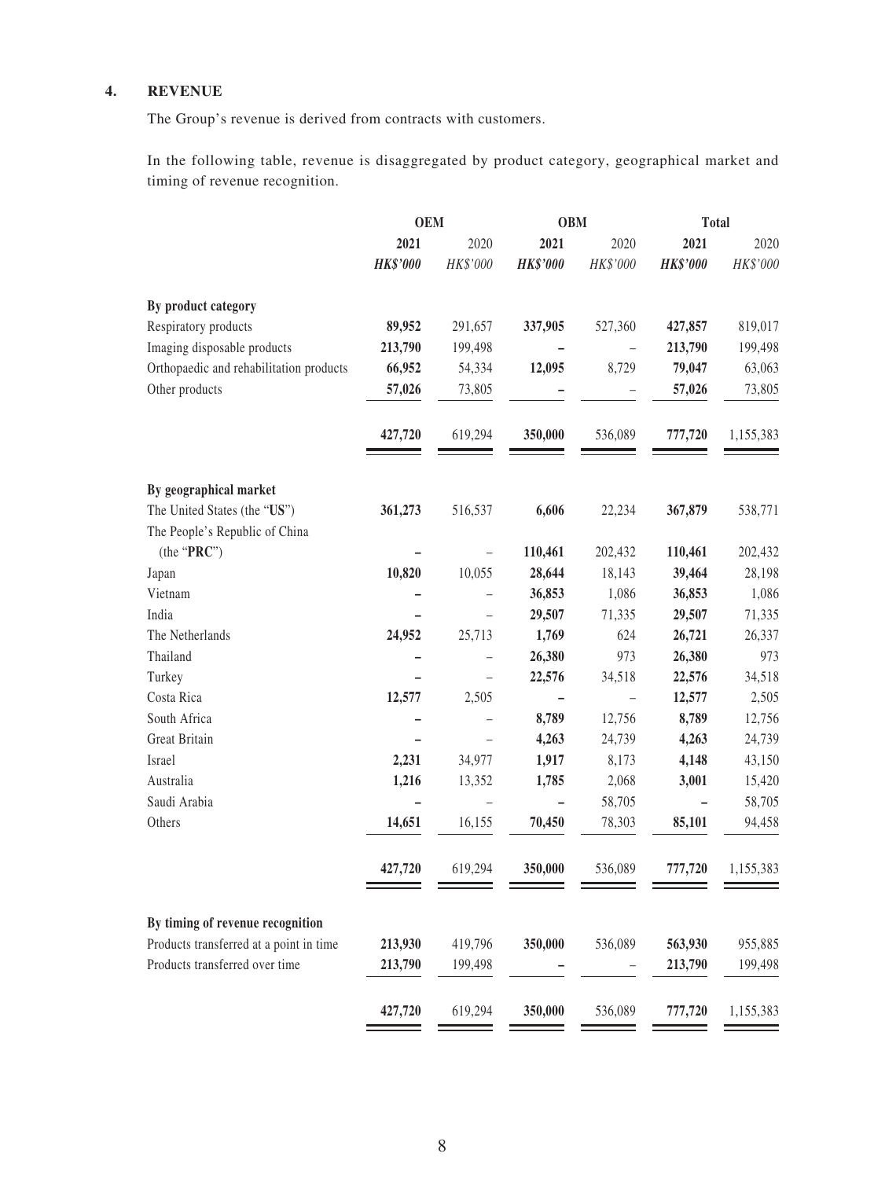## 4. REVENUE

The Group's revenue is derived from contracts with customers.

In the following table, revenue is disaggregated by product category, geographical market and timing of revenue recognition.

| | OEM | | OBM | | Total | |
|---|---|---|---|---|---|---|
| | **2021** | 2020 | **2021** | 2020 | **2021** | 2020 |
| | ***HK$'000*** | *HK$'000* | ***HK$'000*** | *HK$'000* | ***HK$'000*** | *HK$'000* |
| **By product category** | | | | | | |
| Respiratory products | **89,952** | 291,657 | **337,905** | 527,360 | **427,857** | 819,017 |
| Imaging disposable products | **213,790** | 199,498 | **–** | – | **213,790** | 199,498 |
| Orthopaedic and rehabilitation products | **66,952** | 54,334 | **12,095** | 8,729 | **79,047** | 63,063 |
| Other products | **57,026** | 73,805 | **–** | – | **57,026** | 73,805 |
| | **427,720** | 619,294 | **350,000** | 536,089 | **777,720** | 1,155,383 |
| **By geographical market** | | | | | | |
| The United States (the "**US**") | **361,273** | 516,537 | **6,606** | 22,234 | **367,879** | 538,771 |
| The People's Republic of China (the "**PRC**") | **–** | – | **110,461** | 202,432 | **110,461** | 202,432 |
| Japan | **10,820** | 10,055 | **28,644** | 18,143 | **39,464** | 28,198 |
| Vietnam | **–** | – | **36,853** | 1,086 | **36,853** | 1,086 |
| India | **–** | – | **29,507** | 71,335 | **29,507** | 71,335 |
| The Netherlands | **24,952** | 25,713 | **1,769** | 624 | **26,721** | 26,337 |
| Thailand | **–** | – | **26,380** | 973 | **26,380** | 973 |
| Turkey | **–** | – | **22,576** | 34,518 | **22,576** | 34,518 |
| Costa Rica | **12,577** | 2,505 | **–** | – | **12,577** | 2,505 |
| South Africa | **–** | – | **8,789** | 12,756 | **8,789** | 12,756 |
| Great Britain | **–** | – | **4,263** | 24,739 | **4,263** | 24,739 |
| Israel | **2,231** | 34,977 | **1,917** | 8,173 | **4,148** | 43,150 |
| Australia | **1,216** | 13,352 | **1,785** | 2,068 | **3,001** | 15,420 |
| Saudi Arabia | **–** | – | **–** | 58,705 | **–** | 58,705 |
| Others | **14,651** | 16,155 | **70,450** | 78,303 | **85,101** | 94,458 |
| | **427,720** | 619,294 | **350,000** | 536,089 | **777,720** | 1,155,383 |
| **By timing of revenue recognition** | | | | | | |
| Products transferred at a point in time | **213,930** | 419,796 | **350,000** | 536,089 | **563,930** | 955,885 |
| Products transferred over time | **213,790** | 199,498 | **–** | – | **213,790** | 199,498 |
| | **427,720** | 619,294 | **350,000** | 536,089 | **777,720** | 1,155,383 |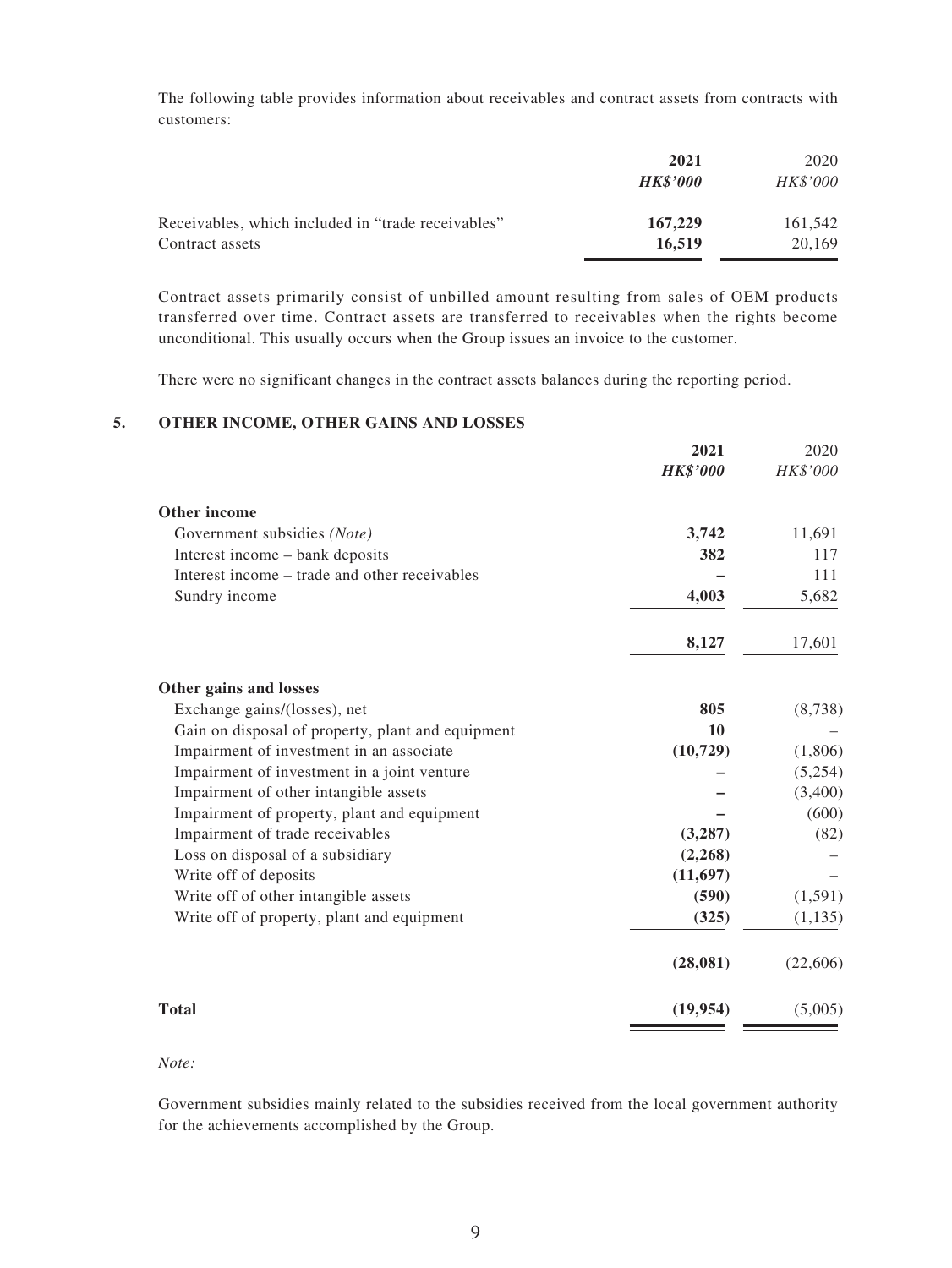The following table provides information about receivables and contract assets from contracts with customers:

| | **2021** | 2020 |
|---|---|---|
| | ***HK$'000*** | *HK$'000* |
| Receivables, which included in "trade receivables" | **167,229** | 161,542 |
| Contract assets | **16,519** | 20,169 |

Contract assets primarily consist of unbilled amount resulting from sales of OEM products transferred over time. Contract assets are transferred to receivables when the rights become unconditional. This usually occurs when the Group issues an invoice to the customer.

There were no significant changes in the contract assets balances during the reporting period.

## 5. OTHER INCOME, OTHER GAINS AND LOSSES

| | **2021** | 2020 |
|---|---|---|
| | ***HK$'000*** | *HK$'000* |
| **Other income** | | |
| Government subsidies *(Note)* | **3,742** | 11,691 |
| Interest income – bank deposits | **382** | 117 |
| Interest income – trade and other receivables | **–** | 111 |
| Sundry income | **4,003** | 5,682 |
| | **8,127** | 17,601 |
| **Other gains and losses** | | |
| Exchange gains/(losses), net | **805** | (8,738) |
| Gain on disposal of property, plant and equipment | **10** | – |
| Impairment of investment in an associate | **(10,729)** | (1,806) |
| Impairment of investment in a joint venture | **–** | (5,254) |
| Impairment of other intangible assets | **–** | (3,400) |
| Impairment of property, plant and equipment | **–** | (600) |
| Impairment of trade receivables | **(3,287)** | (82) |
| Loss on disposal of a subsidiary | **(2,268)** | – |
| Write off of deposits | **(11,697)** | – |
| Write off of other intangible assets | **(590)** | (1,591) |
| Write off of property, plant and equipment | **(325)** | (1,135) |
| | **(28,081)** | (22,606) |
| **Total** | **(19,954)** | (5,005) |

*Note:*

Government subsidies mainly related to the subsidies received from the local government authority for the achievements accomplished by the Group.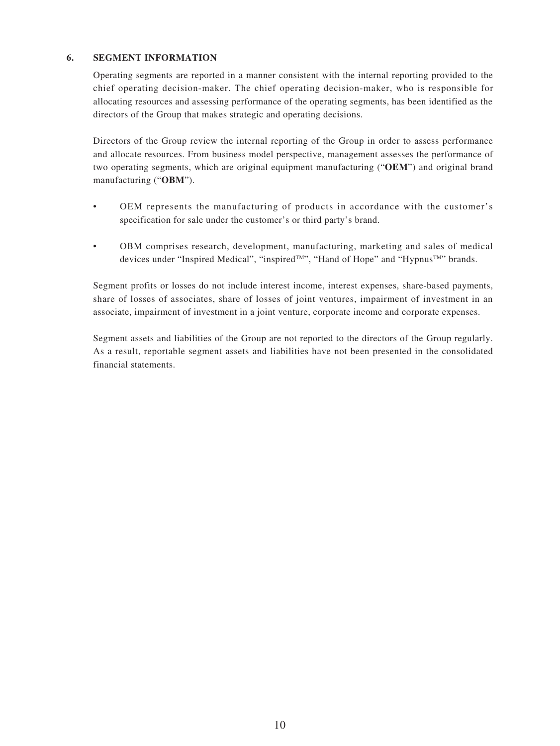## 6. SEGMENT INFORMATION

Operating segments are reported in a manner consistent with the internal reporting provided to the chief operating decision-maker. The chief operating decision-maker, who is responsible for allocating resources and assessing performance of the operating segments, has been identified as the directors of the Group that makes strategic and operating decisions.

Directors of the Group review the internal reporting of the Group in order to assess performance and allocate resources. From business model perspective, management assesses the performance of two operating segments, which are original equipment manufacturing ("**OEM**") and original brand manufacturing ("**OBM**").

- OEM represents the manufacturing of products in accordance with the customer's specification for sale under the customer's or third party's brand.
- OBM comprises research, development, manufacturing, marketing and sales of medical devices under "Inspired Medical", "inspired™", "Hand of Hope" and "Hypnus™" brands.

Segment profits or losses do not include interest income, interest expenses, share-based payments, share of losses of associates, share of losses of joint ventures, impairment of investment in an associate, impairment of investment in a joint venture, corporate income and corporate expenses.

Segment assets and liabilities of the Group are not reported to the directors of the Group regularly. As a result, reportable segment assets and liabilities have not been presented in the consolidated financial statements.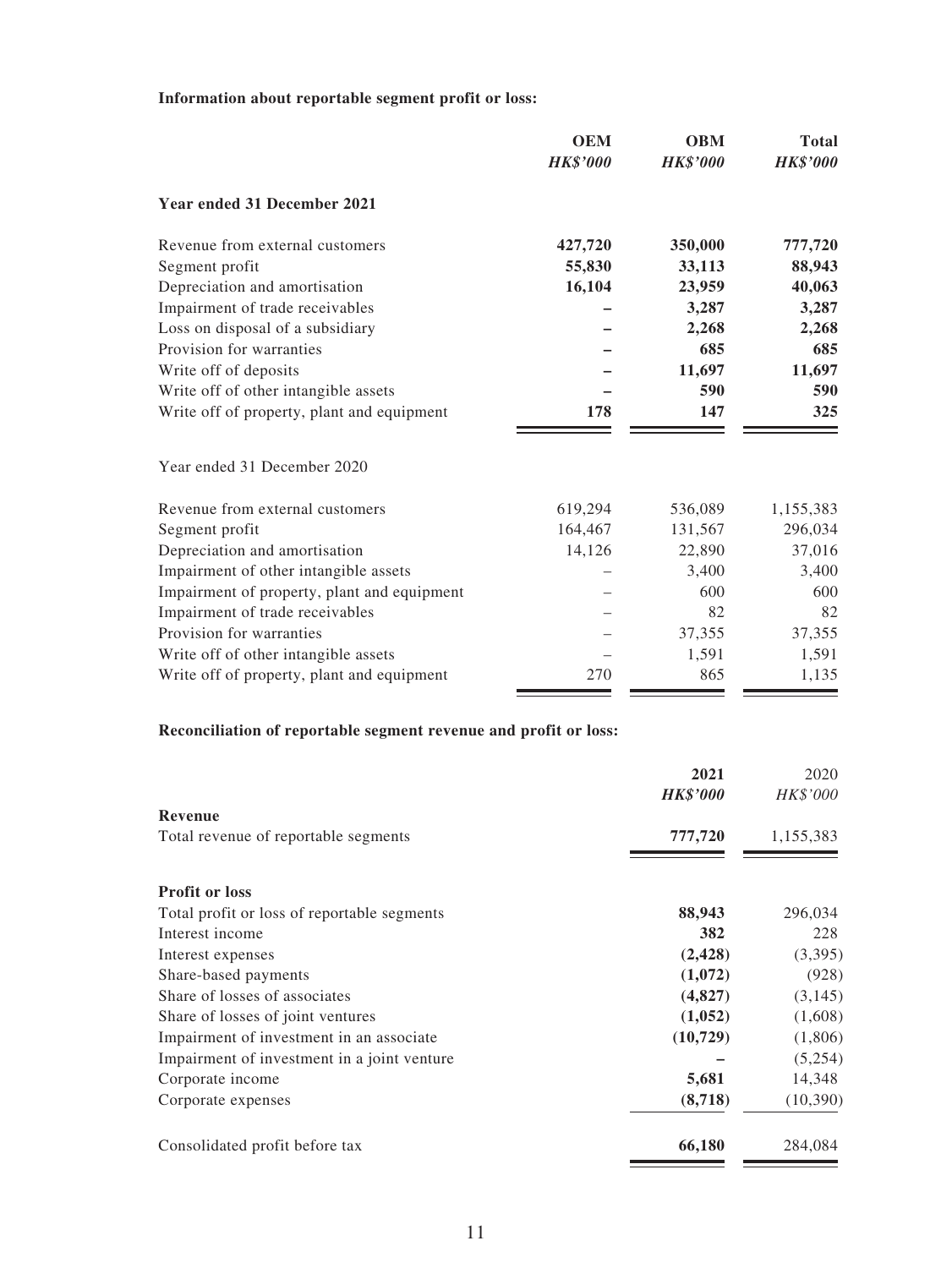**Information about reportable segment profit or loss:**

| | OEM | OBM | Total |
|---|---|---|---|
| | *HK$'000* | *HK$'000* | *HK$'000* |
| **Year ended 31 December 2021** | | | |
| Revenue from external customers | **427,720** | **350,000** | **777,720** |
| Segment profit | **55,830** | **33,113** | **88,943** |
| Depreciation and amortisation | **16,104** | **23,959** | **40,063** |
| Impairment of trade receivables | **–** | **3,287** | **3,287** |
| Loss on disposal of a subsidiary | **–** | **2,268** | **2,268** |
| Provision for warranties | **–** | **685** | **685** |
| Write off of deposits | **–** | **11,697** | **11,697** |
| Write off of other intangible assets | **–** | **590** | **590** |
| Write off of property, plant and equipment | **178** | **147** | **325** |
| Year ended 31 December 2020 | | | |
| Revenue from external customers | 619,294 | 536,089 | 1,155,383 |
| Segment profit | 164,467 | 131,567 | 296,034 |
| Depreciation and amortisation | 14,126 | 22,890 | 37,016 |
| Impairment of other intangible assets | – | 3,400 | 3,400 |
| Impairment of property, plant and equipment | – | 600 | 600 |
| Impairment of trade receivables | – | 82 | 82 |
| Provision for warranties | – | 37,355 | 37,355 |
| Write off of other intangible assets | – | 1,591 | 1,591 |
| Write off of property, plant and equipment | 270 | 865 | 1,135 |

**Reconciliation of reportable segment revenue and profit or loss:**

| | 2021 | 2020 |
|---|---|---|
| | *HK$'000* | *HK$'000* |
| **Revenue** | | |
| Total revenue of reportable segments | **777,720** | 1,155,383 |
| **Profit or loss** | | |
| Total profit or loss of reportable segments | **88,943** | 296,034 |
| Interest income | **382** | 228 |
| Interest expenses | **(2,428)** | (3,395) |
| Share-based payments | **(1,072)** | (928) |
| Share of losses of associates | **(4,827)** | (3,145) |
| Share of losses of joint ventures | **(1,052)** | (1,608) |
| Impairment of investment in an associate | **(10,729)** | (1,806) |
| Impairment of investment in a joint venture | **–** | (5,254) |
| Corporate income | **5,681** | 14,348 |
| Corporate expenses | **(8,718)** | (10,390) |
| Consolidated profit before tax | **66,180** | 284,084 |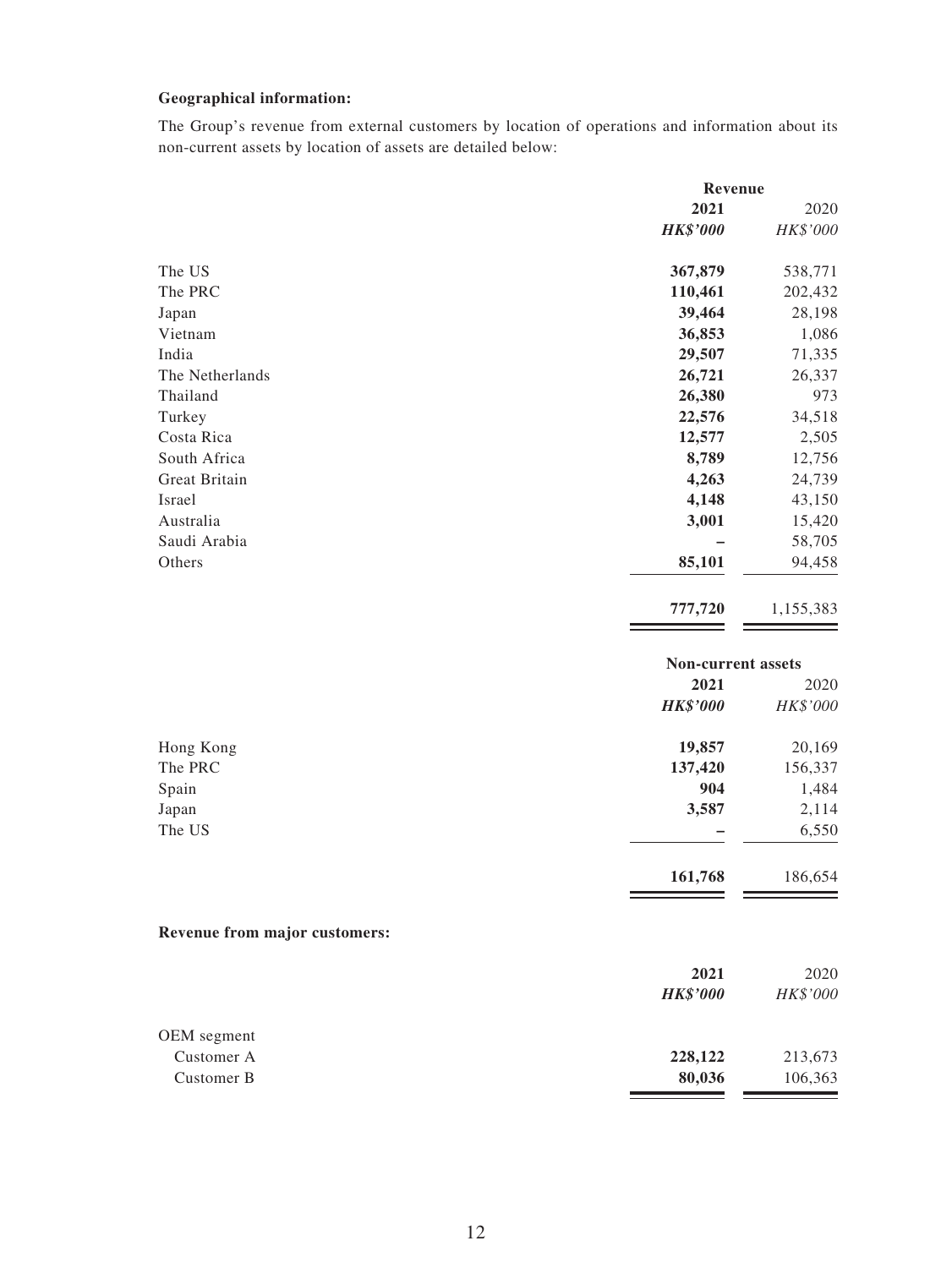**Geographical information:**

The Group's revenue from external customers by location of operations and information about its non-current assets by location of assets are detailed below:

| | Revenue | |
|---|---|---|
| | **2021** | 2020 |
| | ***HK$'000*** | *HK$'000* |
| The US | **367,879** | 538,771 |
| The PRC | **110,461** | 202,432 |
| Japan | **39,464** | 28,198 |
| Vietnam | **36,853** | 1,086 |
| India | **29,507** | 71,335 |
| The Netherlands | **26,721** | 26,337 |
| Thailand | **26,380** | 973 |
| Turkey | **22,576** | 34,518 |
| Costa Rica | **12,577** | 2,505 |
| South Africa | **8,789** | 12,756 |
| Great Britain | **4,263** | 24,739 |
| Israel | **4,148** | 43,150 |
| Australia | **3,001** | 15,420 |
| Saudi Arabia | **–** | 58,705 |
| Others | **85,101** | 94,458 |
| | **777,720** | 1,155,383 |

| | Non-current assets | |
|---|---|---|
| | **2021** | 2020 |
| | ***HK$'000*** | *HK$'000* |
| Hong Kong | **19,857** | 20,169 |
| The PRC | **137,420** | 156,337 |
| Spain | **904** | 1,484 |
| Japan | **3,587** | 2,114 |
| The US | **–** | 6,550 |
| | **161,768** | 186,654 |

**Revenue from major customers:**

| | **2021** | 2020 |
|---|---|---|
| | ***HK$'000*** | *HK$'000* |
| OEM segment | | |
| Customer A | **228,122** | 213,673 |
| Customer B | **80,036** | 106,363 |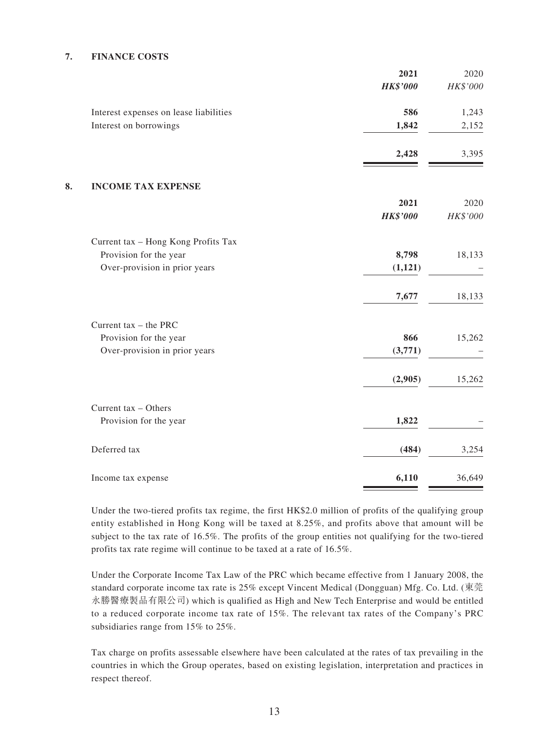## 7. FINANCE COSTS

| | 2021 | 2020 |
|---|---|---|
| | ***HK$'000*** | *HK$'000* |
| Interest expenses on lease liabilities | **586** | 1,243 |
| Interest on borrowings | **1,842** | 2,152 |
| | **2,428** | 3,395 |

## 8. INCOME TAX EXPENSE

| | 2021 | 2020 |
|---|---|---|
| | ***HK$'000*** | *HK$'000* |
| Current tax – Hong Kong Profits Tax | | |
| Provision for the year | **8,798** | 18,133 |
| Over-provision in prior years | **(1,121)** | – |
| | **7,677** | 18,133 |
| Current tax – the PRC | | |
| Provision for the year | **866** | 15,262 |
| Over-provision in prior years | **(3,771)** | – |
| | **(2,905)** | 15,262 |
| Current tax – Others | | |
| Provision for the year | **1,822** | – |
| Deferred tax | **(484)** | 3,254 |
| Income tax expense | **6,110** | 36,649 |

Under the two-tiered profits tax regime, the first HK$2.0 million of profits of the qualifying group entity established in Hong Kong will be taxed at 8.25%, and profits above that amount will be subject to the tax rate of 16.5%. The profits of the group entities not qualifying for the two-tiered profits tax rate regime will continue to be taxed at a rate of 16.5%.

Under the Corporate Income Tax Law of the PRC which became effective from 1 January 2008, the standard corporate income tax rate is 25% except Vincent Medical (Dongguan) Mfg. Co. Ltd. (東莞永勝醫療製品有限公司) which is qualified as High and New Tech Enterprise and would be entitled to a reduced corporate income tax rate of 15%. The relevant tax rates of the Company's PRC subsidiaries range from 15% to 25%.

Tax charge on profits assessable elsewhere have been calculated at the rates of tax prevailing in the countries in which the Group operates, based on existing legislation, interpretation and practices in respect thereof.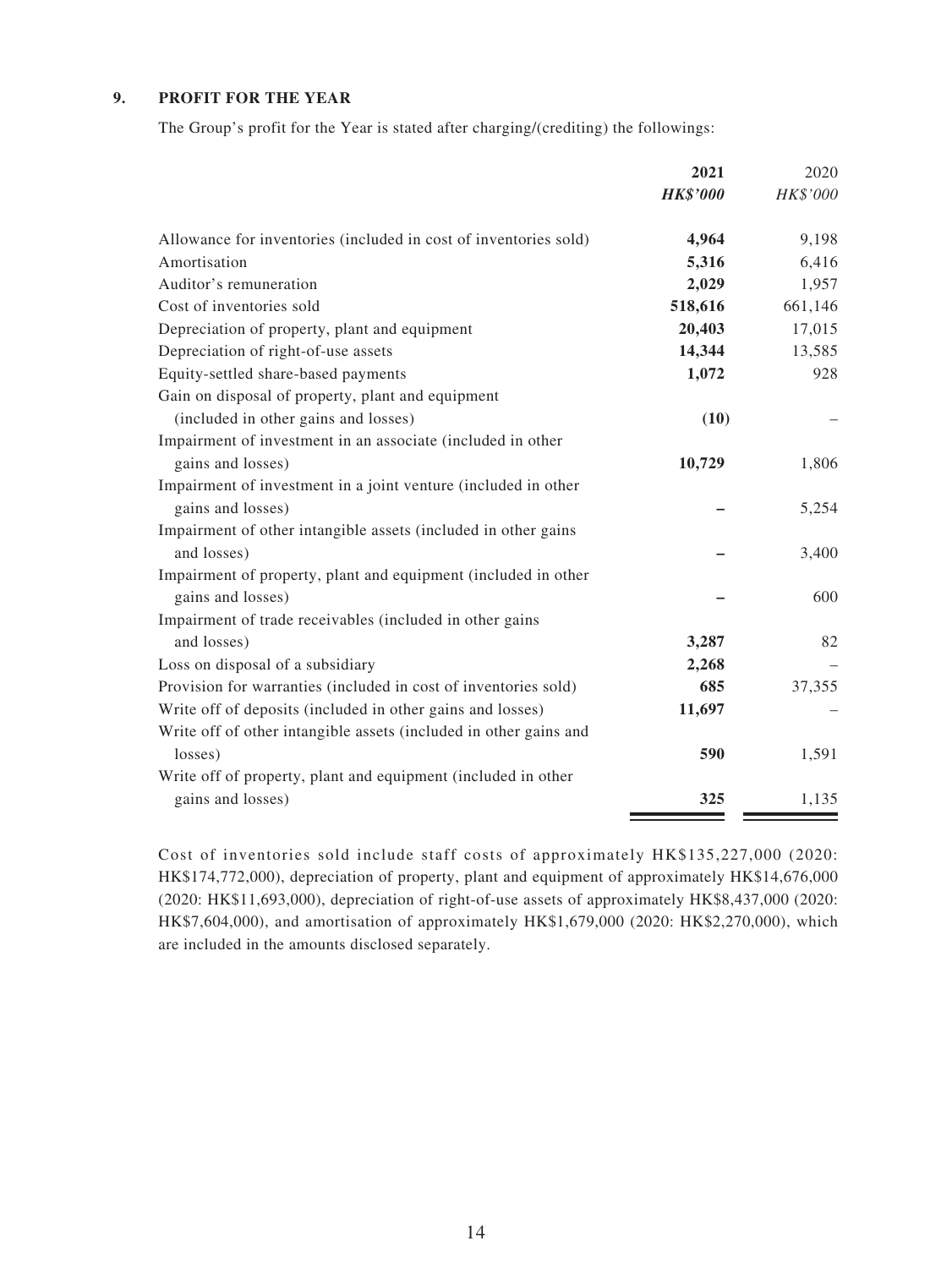## 9. PROFIT FOR THE YEAR

The Group's profit for the Year is stated after charging/(crediting) the followings:

| | **2021** | 2020 |
|---|---|---|
| | ***HK$'000*** | *HK$'000* |
| Allowance for inventories (included in cost of inventories sold) | **4,964** | 9,198 |
| Amortisation | **5,316** | 6,416 |
| Auditor's remuneration | **2,029** | 1,957 |
| Cost of inventories sold | **518,616** | 661,146 |
| Depreciation of property, plant and equipment | **20,403** | 17,015 |
| Depreciation of right-of-use assets | **14,344** | 13,585 |
| Equity-settled share-based payments | **1,072** | 928 |
| Gain on disposal of property, plant and equipment (included in other gains and losses) | **(10)** | – |
| Impairment of investment in an associate (included in other gains and losses) | **10,729** | 1,806 |
| Impairment of investment in a joint venture (included in other gains and losses) | **–** | 5,254 |
| Impairment of other intangible assets (included in other gains and losses) | **–** | 3,400 |
| Impairment of property, plant and equipment (included in other gains and losses) | **–** | 600 |
| Impairment of trade receivables (included in other gains and losses) | **3,287** | 82 |
| Loss on disposal of a subsidiary | **2,268** | – |
| Provision for warranties (included in cost of inventories sold) | **685** | 37,355 |
| Write off of deposits (included in other gains and losses) | **11,697** | – |
| Write off of other intangible assets (included in other gains and losses) | **590** | 1,591 |
| Write off of property, plant and equipment (included in other gains and losses) | **325** | 1,135 |

Cost of inventories sold include staff costs of approximately HK$135,227,000 (2020: HK$174,772,000), depreciation of property, plant and equipment of approximately HK$14,676,000 (2020: HK$11,693,000), depreciation of right-of-use assets of approximately HK$8,437,000 (2020: HK$7,604,000), and amortisation of approximately HK$1,679,000 (2020: HK$2,270,000), which are included in the amounts disclosed separately.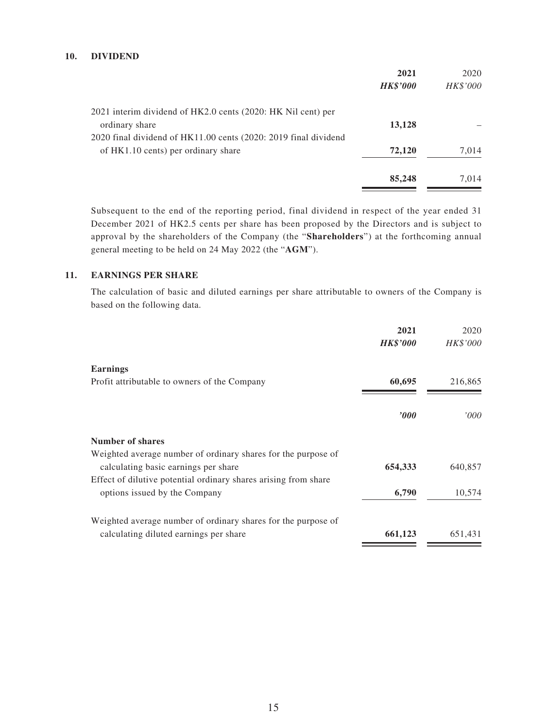## 10. DIVIDEND

| | **2021** | 2020 |
|---|---|---|
| | ***HK$'000*** | *HK$'000* |
| 2021 interim dividend of HK2.0 cents (2020: HK Nil cent) per ordinary share | **13,128** | – |
| 2020 final dividend of HK11.00 cents (2020: 2019 final dividend of HK1.10 cents) per ordinary share | **72,120** | 7,014 |
| | **85,248** | 7,014 |

Subsequent to the end of the reporting period, final dividend in respect of the year ended 31 December 2021 of HK2.5 cents per share has been proposed by the Directors and is subject to approval by the shareholders of the Company (the "**Shareholders**") at the forthcoming annual general meeting to be held on 24 May 2022 (the "**AGM**").

## 11. EARNINGS PER SHARE

The calculation of basic and diluted earnings per share attributable to owners of the Company is based on the following data.

| | **2021** | 2020 |
|---|---|---|
| | ***HK$'000*** | *HK$'000* |
| **Earnings** | | |
| Profit attributable to owners of the Company | **60,695** | 216,865 |
| | ***'000*** | *'000* |
| **Number of shares** | | |
| Weighted average number of ordinary shares for the purpose of calculating basic earnings per share | **654,333** | 640,857 |
| Effect of dilutive potential ordinary shares arising from share options issued by the Company | **6,790** | 10,574 |
| Weighted average number of ordinary shares for the purpose of calculating diluted earnings per share | **661,123** | 651,431 |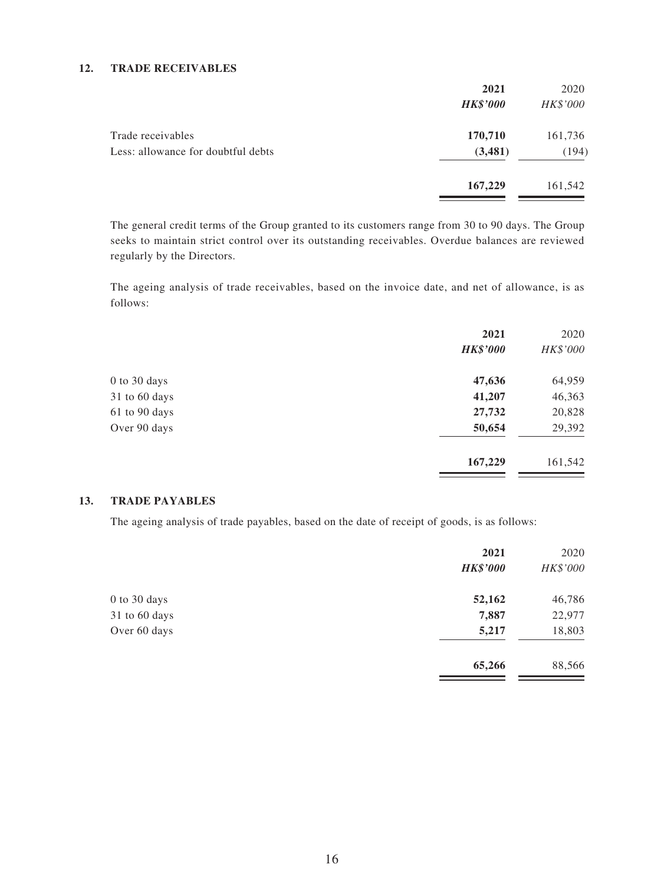## 12. TRADE RECEIVABLES

| | **2021** | 2020 |
|---|---|---|
| | ***HK$'000*** | *HK$'000* |
| Trade receivables | **170,710** | 161,736 |
| Less: allowance for doubtful debts | **(3,481)** | (194) |
| | **167,229** | 161,542 |

The general credit terms of the Group granted to its customers range from 30 to 90 days. The Group seeks to maintain strict control over its outstanding receivables. Overdue balances are reviewed regularly by the Directors.

The ageing analysis of trade receivables, based on the invoice date, and net of allowance, is as follows:

| | **2021** | 2020 |
|---|---|---|
| | ***HK$'000*** | *HK$'000* |
| 0 to 30 days | **47,636** | 64,959 |
| 31 to 60 days | **41,207** | 46,363 |
| 61 to 90 days | **27,732** | 20,828 |
| Over 90 days | **50,654** | 29,392 |
| | **167,229** | 161,542 |

## 13. TRADE PAYABLES

The ageing analysis of trade payables, based on the date of receipt of goods, is as follows:

| | **2021** | 2020 |
|---|---|---|
| | ***HK$'000*** | *HK$'000* |
| 0 to 30 days | **52,162** | 46,786 |
| 31 to 60 days | **7,887** | 22,977 |
| Over 60 days | **5,217** | 18,803 |
| | **65,266** | 88,566 |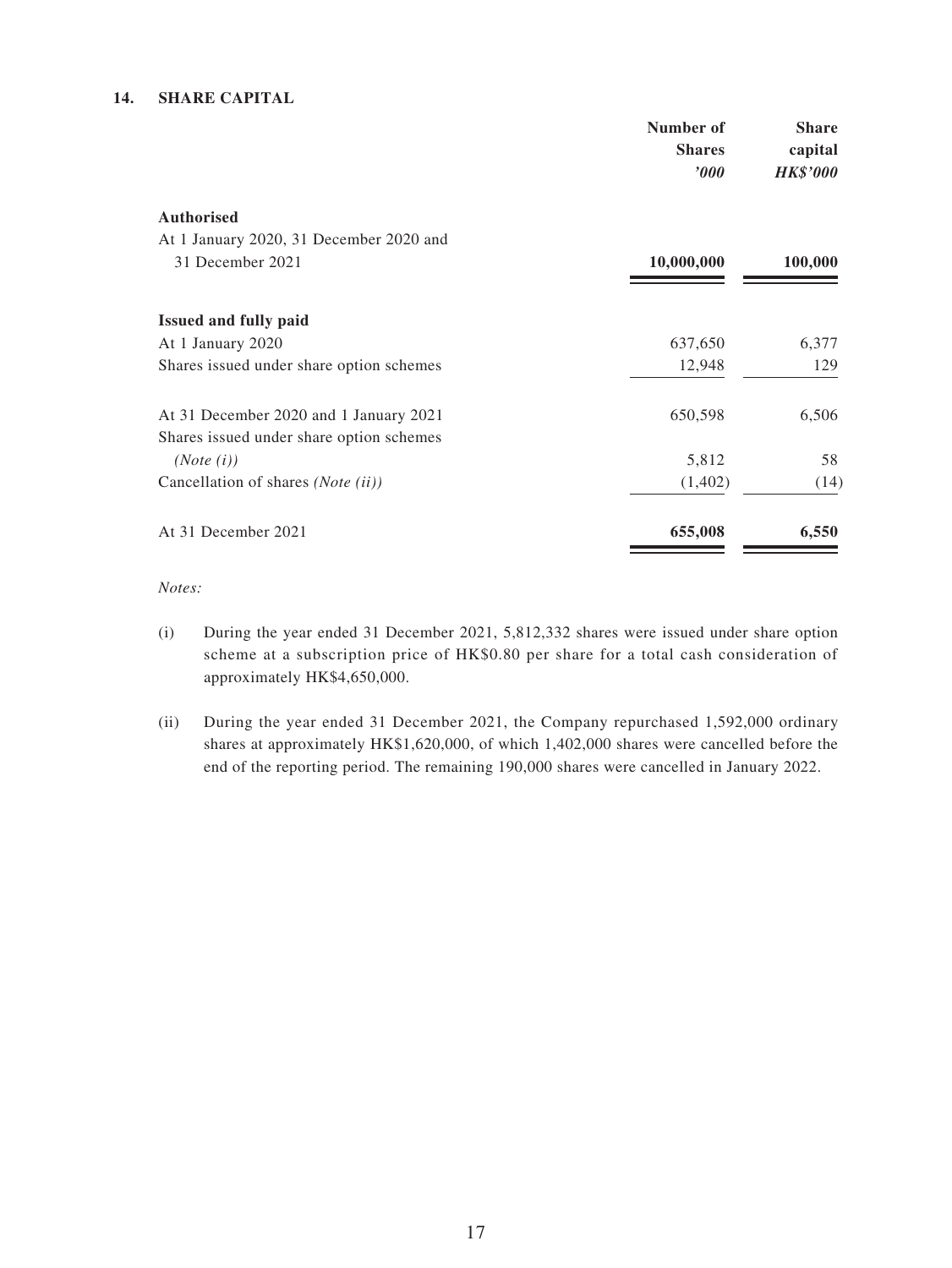### 14. SHARE CAPITAL

| | Number of Shares *'000* | Share capital *HK$'000* |
|---|---|---|
| **Authorised** | | |
| At 1 January 2020, 31 December 2020 and 31 December 2021 | **10,000,000** | **100,000** |
| **Issued and fully paid** | | |
| At 1 January 2020 | 637,650 | 6,377 |
| Shares issued under share option schemes | 12,948 | 129 |
| At 31 December 2020 and 1 January 2021 | 650,598 | 6,506 |
| Shares issued under share option schemes *(Note (i))* | 5,812 | 58 |
| Cancellation of shares *(Note (ii))* | (1,402) | (14) |
| At 31 December 2021 | **655,008** | **6,550** |

*Notes:*

(i) During the year ended 31 December 2021, 5,812,332 shares were issued under share option scheme at a subscription price of HK$0.80 per share for a total cash consideration of approximately HK$4,650,000.

(ii) During the year ended 31 December 2021, the Company repurchased 1,592,000 ordinary shares at approximately HK$1,620,000, of which 1,402,000 shares were cancelled before the end of the reporting period. The remaining 190,000 shares were cancelled in January 2022.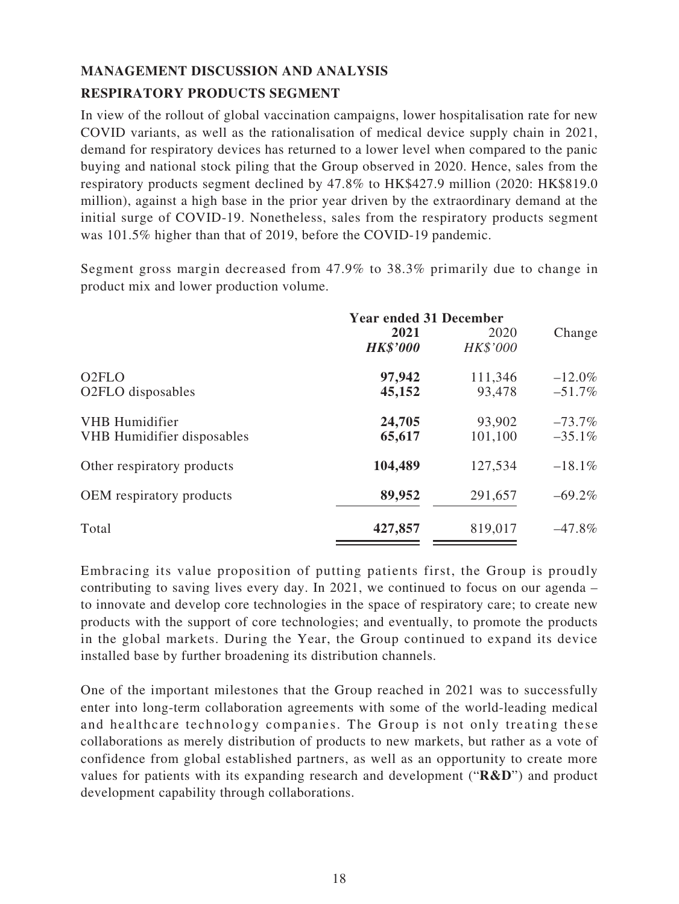## MANAGEMENT DISCUSSION AND ANALYSIS

### RESPIRATORY PRODUCTS SEGMENT

In view of the rollout of global vaccination campaigns, lower hospitalisation rate for new COVID variants, as well as the rationalisation of medical device supply chain in 2021, demand for respiratory devices has returned to a lower level when compared to the panic buying and national stock piling that the Group observed in 2020. Hence, sales from the respiratory products segment declined by 47.8% to HK$427.9 million (2020: HK$819.0 million), against a high base in the prior year driven by the extraordinary demand at the initial surge of COVID-19. Nonetheless, sales from the respiratory products segment was 101.5% higher than that of 2019, before the COVID-19 pandemic.

Segment gross margin decreased from 47.9% to 38.3% primarily due to change in product mix and lower production volume.

| | Year ended 31 December | | Change |
|---|---|---|---|
| | **2021** | 2020 | |
| | ***HK$'000*** | *HK$'000* | |
| O2FLO | **97,942** | 111,346 | –12.0% |
| O2FLO disposables | **45,152** | 93,478 | –51.7% |
| VHB Humidifier | **24,705** | 93,902 | –73.7% |
| VHB Humidifier disposables | **65,617** | 101,100 | –35.1% |
| Other respiratory products | **104,489** | 127,534 | –18.1% |
| OEM respiratory products | **89,952** | 291,657 | –69.2% |
| Total | **427,857** | 819,017 | –47.8% |

Embracing its value proposition of putting patients first, the Group is proudly contributing to saving lives every day. In 2021, we continued to focus on our agenda – to innovate and develop core technologies in the space of respiratory care; to create new products with the support of core technologies; and eventually, to promote the products in the global markets. During the Year, the Group continued to expand its device installed base by further broadening its distribution channels.

One of the important milestones that the Group reached in 2021 was to successfully enter into long-term collaboration agreements with some of the world-leading medical and healthcare technology companies. The Group is not only treating these collaborations as merely distribution of products to new markets, but rather as a vote of confidence from global established partners, as well as an opportunity to create more values for patients with its expanding research and development ("**R&D**") and product development capability through collaborations.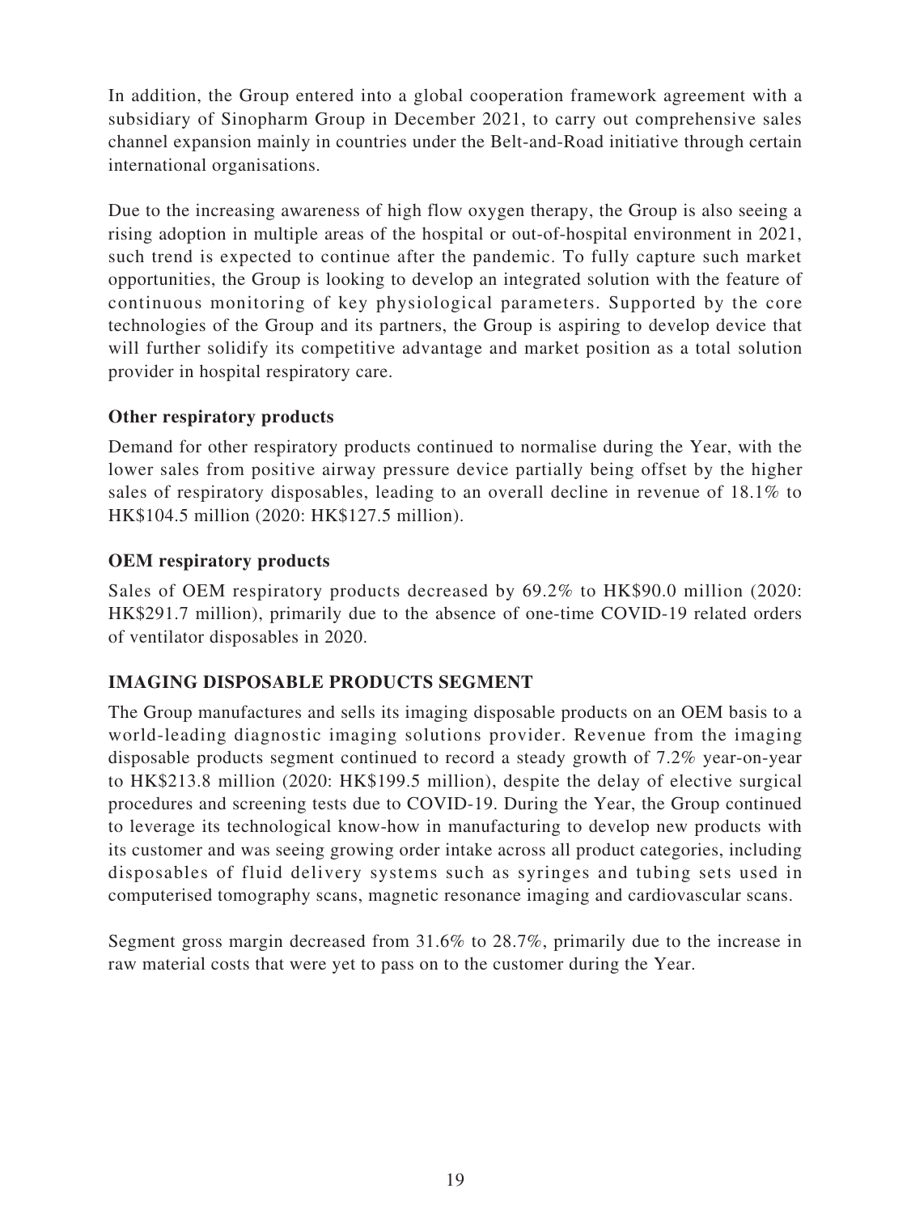In addition, the Group entered into a global cooperation framework agreement with a subsidiary of Sinopharm Group in December 2021, to carry out comprehensive sales channel expansion mainly in countries under the Belt-and-Road initiative through certain international organisations.

Due to the increasing awareness of high flow oxygen therapy, the Group is also seeing a rising adoption in multiple areas of the hospital or out-of-hospital environment in 2021, such trend is expected to continue after the pandemic. To fully capture such market opportunities, the Group is looking to develop an integrated solution with the feature of continuous monitoring of key physiological parameters. Supported by the core technologies of the Group and its partners, the Group is aspiring to develop device that will further solidify its competitive advantage and market position as a total solution provider in hospital respiratory care.

### Other respiratory products

Demand for other respiratory products continued to normalise during the Year, with the lower sales from positive airway pressure device partially being offset by the higher sales of respiratory disposables, leading to an overall decline in revenue of 18.1% to HK$104.5 million (2020: HK$127.5 million).

### OEM respiratory products

Sales of OEM respiratory products decreased by 69.2% to HK$90.0 million (2020: HK$291.7 million), primarily due to the absence of one-time COVID-19 related orders of ventilator disposables in 2020.

## IMAGING DISPOSABLE PRODUCTS SEGMENT

The Group manufactures and sells its imaging disposable products on an OEM basis to a world-leading diagnostic imaging solutions provider. Revenue from the imaging disposable products segment continued to record a steady growth of 7.2% year-on-year to HK$213.8 million (2020: HK$199.5 million), despite the delay of elective surgical procedures and screening tests due to COVID-19. During the Year, the Group continued to leverage its technological know-how in manufacturing to develop new products with its customer and was seeing growing order intake across all product categories, including disposables of fluid delivery systems such as syringes and tubing sets used in computerised tomography scans, magnetic resonance imaging and cardiovascular scans.

Segment gross margin decreased from 31.6% to 28.7%, primarily due to the increase in raw material costs that were yet to pass on to the customer during the Year.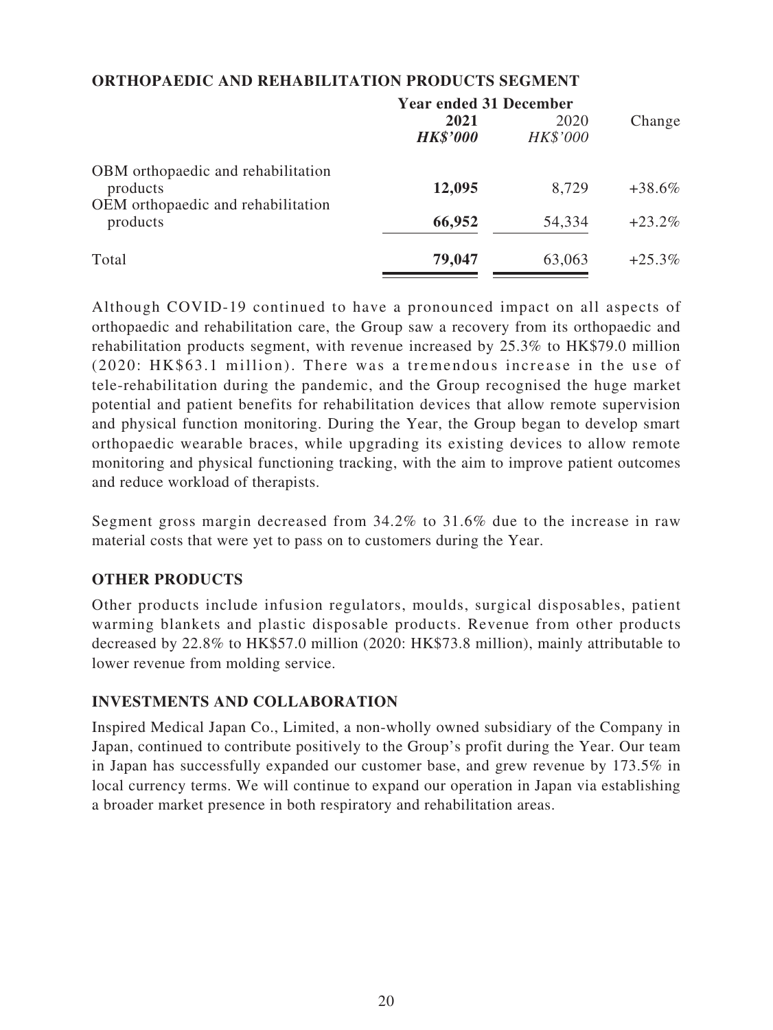## ORTHOPAEDIC AND REHABILITATION PRODUCTS SEGMENT

| | Year ended 31 December | | |
|---|---|---|---|
| | **2021** | 2020 | Change |
| | ***HK$'000*** | *HK$'000* | |
| OBM orthopaedic and rehabilitation products | **12,095** | 8,729 | +38.6% |
| OEM orthopaedic and rehabilitation products | **66,952** | 54,334 | +23.2% |
| Total | **79,047** | 63,063 | +25.3% |

Although COVID-19 continued to have a pronounced impact on all aspects of orthopaedic and rehabilitation care, the Group saw a recovery from its orthopaedic and rehabilitation products segment, with revenue increased by 25.3% to HK$79.0 million (2020: HK$63.1 million). There was a tremendous increase in the use of tele-rehabilitation during the pandemic, and the Group recognised the huge market potential and patient benefits for rehabilitation devices that allow remote supervision and physical function monitoring. During the Year, the Group began to develop smart orthopaedic wearable braces, while upgrading its existing devices to allow remote monitoring and physical functioning tracking, with the aim to improve patient outcomes and reduce workload of therapists.

Segment gross margin decreased from 34.2% to 31.6% due to the increase in raw material costs that were yet to pass on to customers during the Year.

## OTHER PRODUCTS

Other products include infusion regulators, moulds, surgical disposables, patient warming blankets and plastic disposable products. Revenue from other products decreased by 22.8% to HK$57.0 million (2020: HK$73.8 million), mainly attributable to lower revenue from molding service.

## INVESTMENTS AND COLLABORATION

Inspired Medical Japan Co., Limited, a non-wholly owned subsidiary of the Company in Japan, continued to contribute positively to the Group's profit during the Year. Our team in Japan has successfully expanded our customer base, and grew revenue by 173.5% in local currency terms. We will continue to expand our operation in Japan via establishing a broader market presence in both respiratory and rehabilitation areas.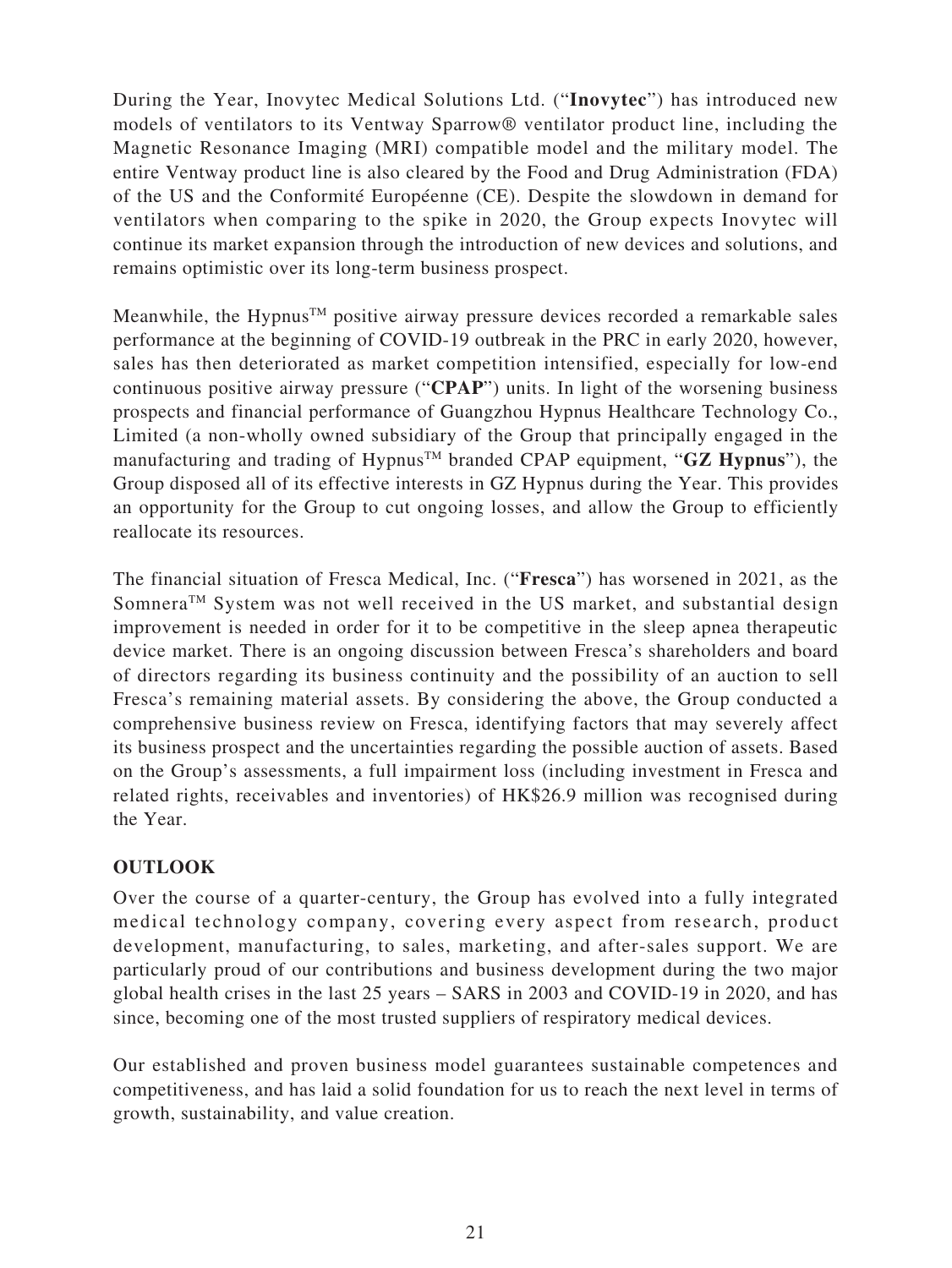During the Year, Inovytec Medical Solutions Ltd. ("**Inovytec**") has introduced new models of ventilators to its Ventway Sparrow® ventilator product line, including the Magnetic Resonance Imaging (MRI) compatible model and the military model. The entire Ventway product line is also cleared by the Food and Drug Administration (FDA) of the US and the Conformité Européenne (CE). Despite the slowdown in demand for ventilators when comparing to the spike in 2020, the Group expects Inovytec will continue its market expansion through the introduction of new devices and solutions, and remains optimistic over its long-term business prospect.

Meanwhile, the Hypnus™ positive airway pressure devices recorded a remarkable sales performance at the beginning of COVID-19 outbreak in the PRC in early 2020, however, sales has then deteriorated as market competition intensified, especially for low-end continuous positive airway pressure ("**CPAP**") units. In light of the worsening business prospects and financial performance of Guangzhou Hypnus Healthcare Technology Co., Limited (a non-wholly owned subsidiary of the Group that principally engaged in the manufacturing and trading of Hypnus™ branded CPAP equipment, "**GZ Hypnus**"), the Group disposed all of its effective interests in GZ Hypnus during the Year. This provides an opportunity for the Group to cut ongoing losses, and allow the Group to efficiently reallocate its resources.

The financial situation of Fresca Medical, Inc. ("**Fresca**") has worsened in 2021, as the Somnera™ System was not well received in the US market, and substantial design improvement is needed in order for it to be competitive in the sleep apnea therapeutic device market. There is an ongoing discussion between Fresca's shareholders and board of directors regarding its business continuity and the possibility of an auction to sell Fresca's remaining material assets. By considering the above, the Group conducted a comprehensive business review on Fresca, identifying factors that may severely affect its business prospect and the uncertainties regarding the possible auction of assets. Based on the Group's assessments, a full impairment loss (including investment in Fresca and related rights, receivables and inventories) of HK$26.9 million was recognised during the Year.

## OUTLOOK

Over the course of a quarter-century, the Group has evolved into a fully integrated medical technology company, covering every aspect from research, product development, manufacturing, to sales, marketing, and after-sales support. We are particularly proud of our contributions and business development during the two major global health crises in the last 25 years – SARS in 2003 and COVID-19 in 2020, and has since, becoming one of the most trusted suppliers of respiratory medical devices.

Our established and proven business model guarantees sustainable competences and competitiveness, and has laid a solid foundation for us to reach the next level in terms of growth, sustainability, and value creation.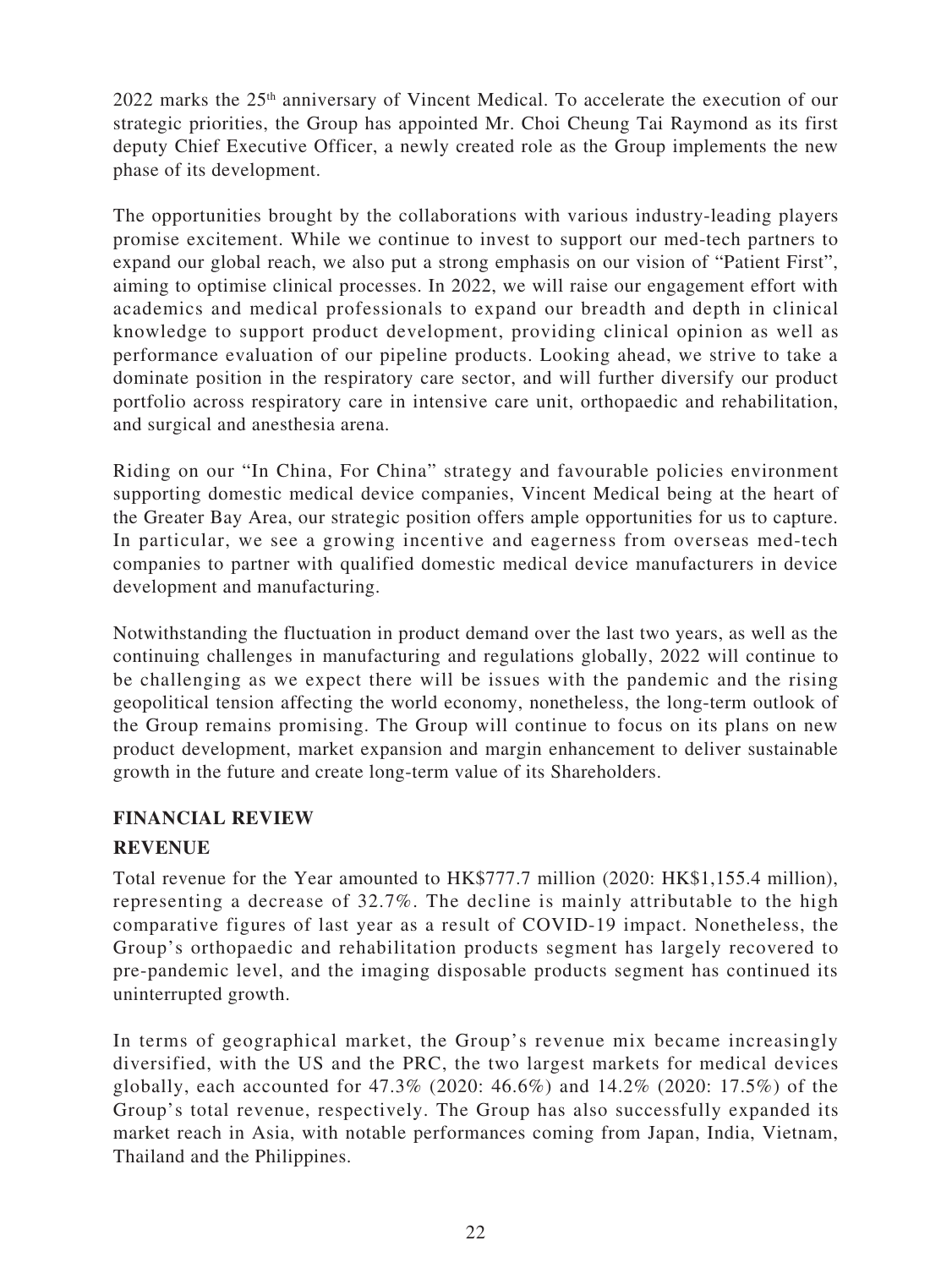2022 marks the 25th anniversary of Vincent Medical. To accelerate the execution of our strategic priorities, the Group has appointed Mr. Choi Cheung Tai Raymond as its first deputy Chief Executive Officer, a newly created role as the Group implements the new phase of its development.

The opportunities brought by the collaborations with various industry-leading players promise excitement. While we continue to invest to support our med-tech partners to expand our global reach, we also put a strong emphasis on our vision of "Patient First", aiming to optimise clinical processes. In 2022, we will raise our engagement effort with academics and medical professionals to expand our breadth and depth in clinical knowledge to support product development, providing clinical opinion as well as performance evaluation of our pipeline products. Looking ahead, we strive to take a dominate position in the respiratory care sector, and will further diversify our product portfolio across respiratory care in intensive care unit, orthopaedic and rehabilitation, and surgical and anesthesia arena.

Riding on our "In China, For China" strategy and favourable policies environment supporting domestic medical device companies, Vincent Medical being at the heart of the Greater Bay Area, our strategic position offers ample opportunities for us to capture. In particular, we see a growing incentive and eagerness from overseas med-tech companies to partner with qualified domestic medical device manufacturers in device development and manufacturing.

Notwithstanding the fluctuation in product demand over the last two years, as well as the continuing challenges in manufacturing and regulations globally, 2022 will continue to be challenging as we expect there will be issues with the pandemic and the rising geopolitical tension affecting the world economy, nonetheless, the long-term outlook of the Group remains promising. The Group will continue to focus on its plans on new product development, market expansion and margin enhancement to deliver sustainable growth in the future and create long-term value of its Shareholders.

## FINANCIAL REVIEW

### REVENUE

Total revenue for the Year amounted to HK$777.7 million (2020: HK$1,155.4 million), representing a decrease of 32.7%. The decline is mainly attributable to the high comparative figures of last year as a result of COVID-19 impact. Nonetheless, the Group's orthopaedic and rehabilitation products segment has largely recovered to pre-pandemic level, and the imaging disposable products segment has continued its uninterrupted growth.

In terms of geographical market, the Group's revenue mix became increasingly diversified, with the US and the PRC, the two largest markets for medical devices globally, each accounted for 47.3% (2020: 46.6%) and 14.2% (2020: 17.5%) of the Group's total revenue, respectively. The Group has also successfully expanded its market reach in Asia, with notable performances coming from Japan, India, Vietnam, Thailand and the Philippines.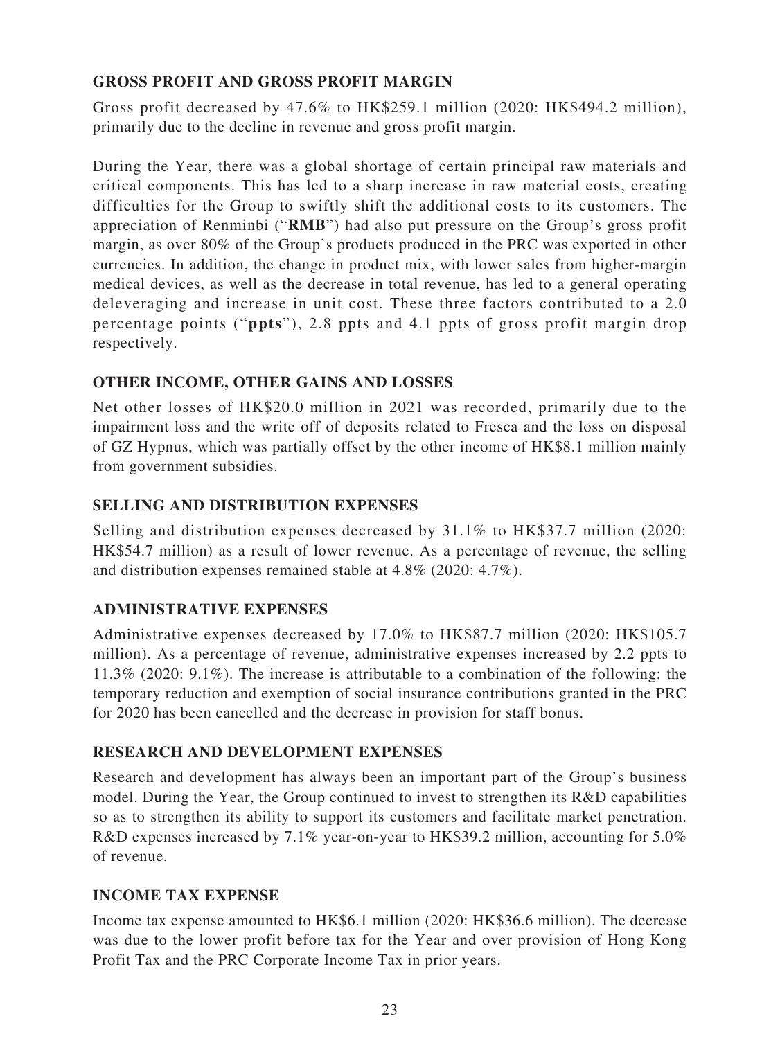## GROSS PROFIT AND GROSS PROFIT MARGIN

Gross profit decreased by 47.6% to HK$259.1 million (2020: HK$494.2 million), primarily due to the decline in revenue and gross profit margin.

During the Year, there was a global shortage of certain principal raw materials and critical components. This has led to a sharp increase in raw material costs, creating difficulties for the Group to swiftly shift the additional costs to its customers. The appreciation of Renminbi ("**RMB**") had also put pressure on the Group's gross profit margin, as over 80% of the Group's products produced in the PRC was exported in other currencies. In addition, the change in product mix, with lower sales from higher-margin medical devices, as well as the decrease in total revenue, has led to a general operating deleveraging and increase in unit cost. These three factors contributed to a 2.0 percentage points ("**ppts**"), 2.8 ppts and 4.1 ppts of gross profit margin drop respectively.

## OTHER INCOME, OTHER GAINS AND LOSSES

Net other losses of HK$20.0 million in 2021 was recorded, primarily due to the impairment loss and the write off of deposits related to Fresca and the loss on disposal of GZ Hypnus, which was partially offset by the other income of HK$8.1 million mainly from government subsidies.

## SELLING AND DISTRIBUTION EXPENSES

Selling and distribution expenses decreased by 31.1% to HK$37.7 million (2020: HK$54.7 million) as a result of lower revenue. As a percentage of revenue, the selling and distribution expenses remained stable at 4.8% (2020: 4.7%).

## ADMINISTRATIVE EXPENSES

Administrative expenses decreased by 17.0% to HK$87.7 million (2020: HK$105.7 million). As a percentage of revenue, administrative expenses increased by 2.2 ppts to 11.3% (2020: 9.1%). The increase is attributable to a combination of the following: the temporary reduction and exemption of social insurance contributions granted in the PRC for 2020 has been cancelled and the decrease in provision for staff bonus.

## RESEARCH AND DEVELOPMENT EXPENSES

Research and development has always been an important part of the Group's business model. During the Year, the Group continued to invest to strengthen its R&D capabilities so as to strengthen its ability to support its customers and facilitate market penetration. R&D expenses increased by 7.1% year-on-year to HK$39.2 million, accounting for 5.0% of revenue.

## INCOME TAX EXPENSE

Income tax expense amounted to HK$6.1 million (2020: HK$36.6 million). The decrease was due to the lower profit before tax for the Year and over provision of Hong Kong Profit Tax and the PRC Corporate Income Tax in prior years.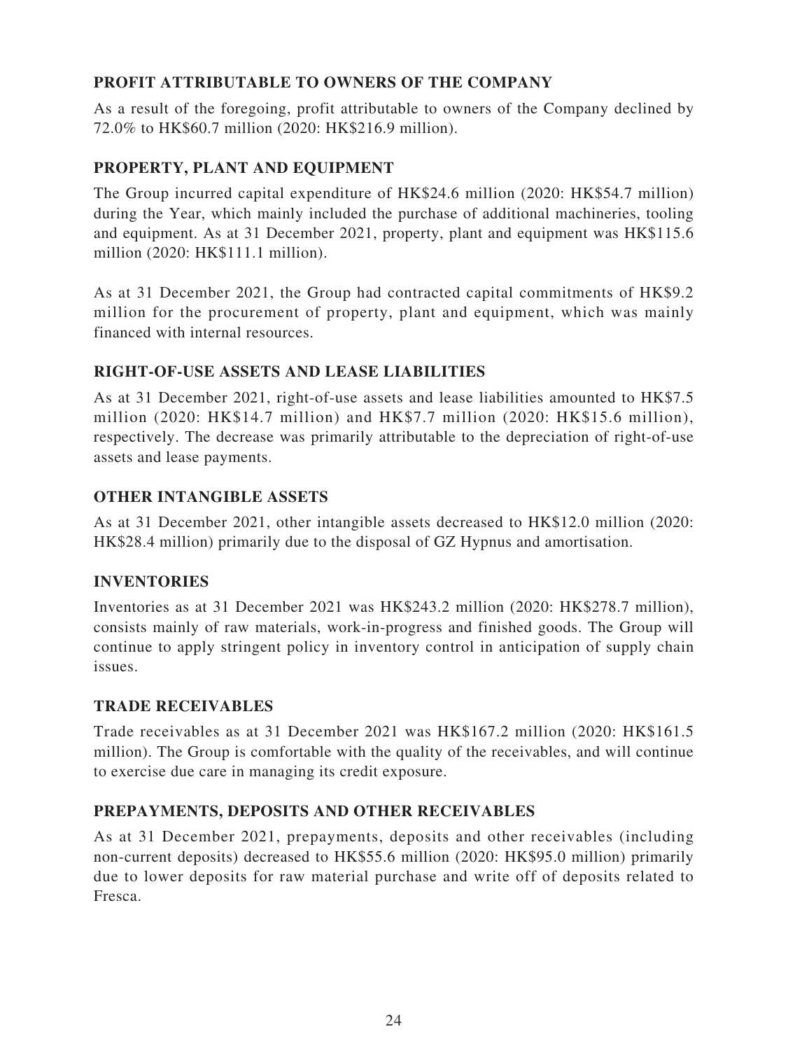## PROFIT ATTRIBUTABLE TO OWNERS OF THE COMPANY

As a result of the foregoing, profit attributable to owners of the Company declined by 72.0% to HK$60.7 million (2020: HK$216.9 million).

## PROPERTY, PLANT AND EQUIPMENT

The Group incurred capital expenditure of HK$24.6 million (2020: HK$54.7 million) during the Year, which mainly included the purchase of additional machineries, tooling and equipment. As at 31 December 2021, property, plant and equipment was HK$115.6 million (2020: HK$111.1 million).

As at 31 December 2021, the Group had contracted capital commitments of HK$9.2 million for the procurement of property, plant and equipment, which was mainly financed with internal resources.

## RIGHT-OF-USE ASSETS AND LEASE LIABILITIES

As at 31 December 2021, right-of-use assets and lease liabilities amounted to HK$7.5 million (2020: HK$14.7 million) and HK$7.7 million (2020: HK$15.6 million), respectively. The decrease was primarily attributable to the depreciation of right-of-use assets and lease payments.

## OTHER INTANGIBLE ASSETS

As at 31 December 2021, other intangible assets decreased to HK$12.0 million (2020: HK$28.4 million) primarily due to the disposal of GZ Hypnus and amortisation.

## INVENTORIES

Inventories as at 31 December 2021 was HK$243.2 million (2020: HK$278.7 million), consists mainly of raw materials, work-in-progress and finished goods. The Group will continue to apply stringent policy in inventory control in anticipation of supply chain issues.

## TRADE RECEIVABLES

Trade receivables as at 31 December 2021 was HK$167.2 million (2020: HK$161.5 million). The Group is comfortable with the quality of the receivables, and will continue to exercise due care in managing its credit exposure.

## PREPAYMENTS, DEPOSITS AND OTHER RECEIVABLES

As at 31 December 2021, prepayments, deposits and other receivables (including non-current deposits) decreased to HK$55.6 million (2020: HK$95.0 million) primarily due to lower deposits for raw material purchase and write off of deposits related to Fresca.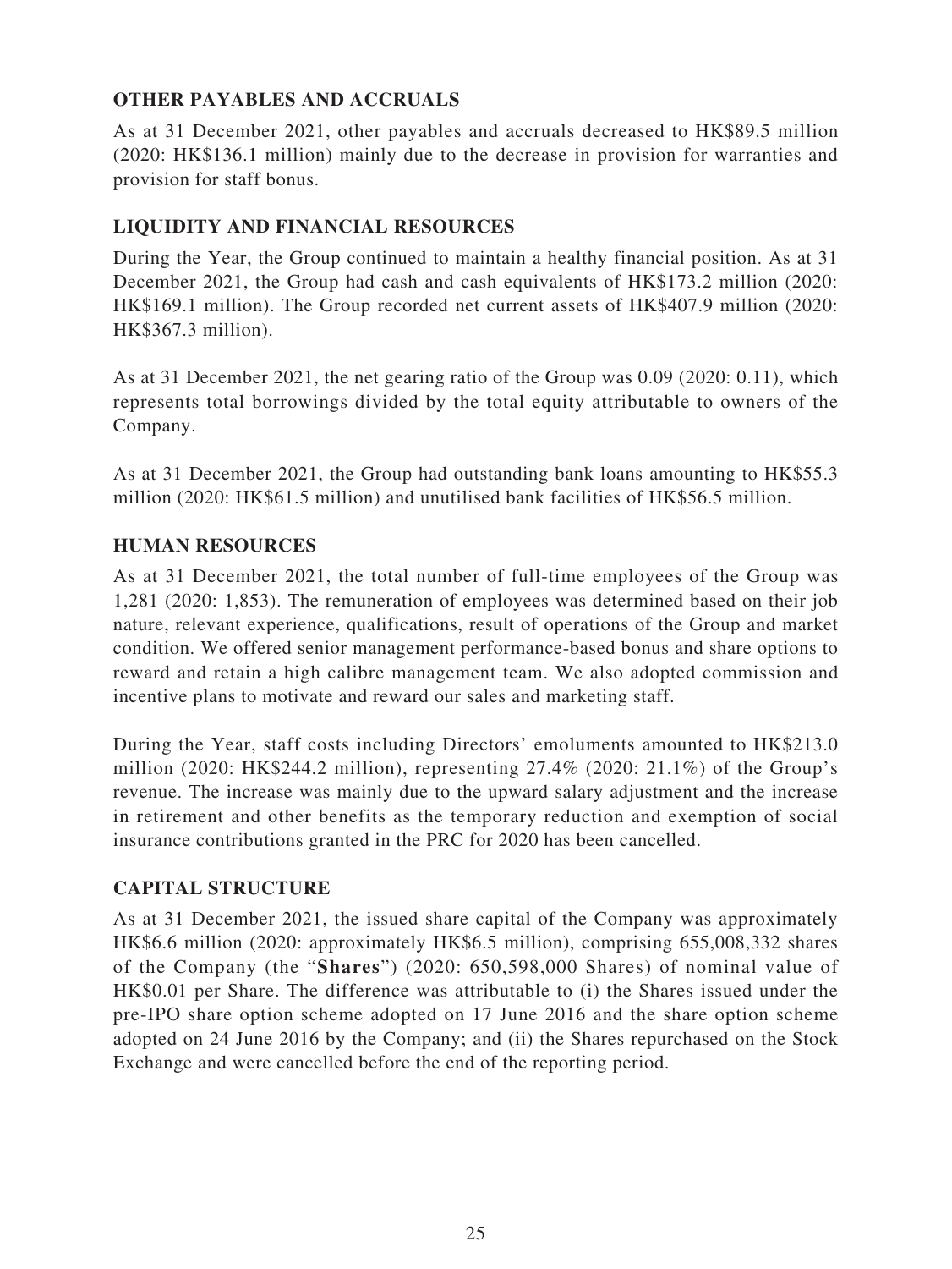## OTHER PAYABLES AND ACCRUALS

As at 31 December 2021, other payables and accruals decreased to HK$89.5 million (2020: HK$136.1 million) mainly due to the decrease in provision for warranties and provision for staff bonus.

## LIQUIDITY AND FINANCIAL RESOURCES

During the Year, the Group continued to maintain a healthy financial position. As at 31 December 2021, the Group had cash and cash equivalents of HK$173.2 million (2020: HK$169.1 million). The Group recorded net current assets of HK$407.9 million (2020: HK$367.3 million).

As at 31 December 2021, the net gearing ratio of the Group was 0.09 (2020: 0.11), which represents total borrowings divided by the total equity attributable to owners of the Company.

As at 31 December 2021, the Group had outstanding bank loans amounting to HK$55.3 million (2020: HK$61.5 million) and unutilised bank facilities of HK$56.5 million.

## HUMAN RESOURCES

As at 31 December 2021, the total number of full-time employees of the Group was 1,281 (2020: 1,853). The remuneration of employees was determined based on their job nature, relevant experience, qualifications, result of operations of the Group and market condition. We offered senior management performance-based bonus and share options to reward and retain a high calibre management team. We also adopted commission and incentive plans to motivate and reward our sales and marketing staff.

During the Year, staff costs including Directors' emoluments amounted to HK$213.0 million (2020: HK$244.2 million), representing 27.4% (2020: 21.1%) of the Group's revenue. The increase was mainly due to the upward salary adjustment and the increase in retirement and other benefits as the temporary reduction and exemption of social insurance contributions granted in the PRC for 2020 has been cancelled.

## CAPITAL STRUCTURE

As at 31 December 2021, the issued share capital of the Company was approximately HK$6.6 million (2020: approximately HK$6.5 million), comprising 655,008,332 shares of the Company (the "**Shares**") (2020: 650,598,000 Shares) of nominal value of HK$0.01 per Share. The difference was attributable to (i) the Shares issued under the pre-IPO share option scheme adopted on 17 June 2016 and the share option scheme adopted on 24 June 2016 by the Company; and (ii) the Shares repurchased on the Stock Exchange and were cancelled before the end of the reporting period.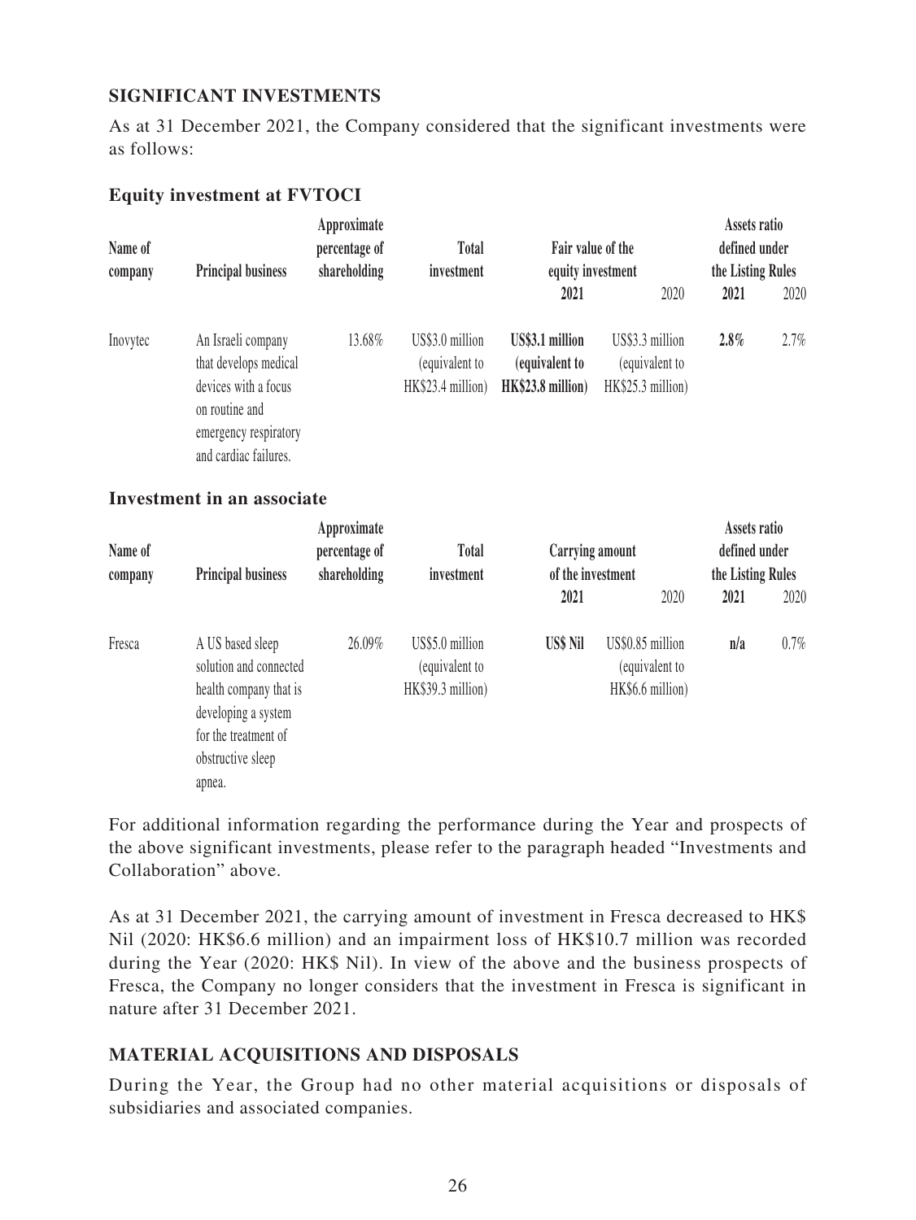## SIGNIFICANT INVESTMENTS

As at 31 December 2021, the Company considered that the significant investments were as follows:

### Equity investment at FVTOCI

| Name of company | Principal business | Approximate percentage of shareholding | Total investment | Fair value of the equity investment | | Assets ratio defined under the Listing Rules | |
|---|---|---|---|---|---|---|---|
| | | | | **2021** | 2020 | **2021** | 2020 |
| Inovytec | An Israeli company that develops medical devices with a focus on routine and emergency respiratory and cardiac failures. | 13.68% | US$3.0 million (equivalent to HK$23.4 million) | **US$3.1 million (equivalent to HK$23.8 million)** | US$3.3 million (equivalent to HK$25.3 million) | **2.8%** | 2.7% |

### Investment in an associate

| Name of company | Principal business | Approximate percentage of shareholding | Total investment | Carrying amount of the investment | | Assets ratio defined under the Listing Rules | |
|---|---|---|---|---|---|---|---|
| | | | | **2021** | 2020 | **2021** | 2020 |
| Fresca | A US based sleep solution and connected health company that is developing a system for the treatment of obstructive sleep apnea. | 26.09% | US$5.0 million (equivalent to HK$39.3 million) | **US$ Nil** | US$0.85 million (equivalent to HK$6.6 million) | **n/a** | 0.7% |

For additional information regarding the performance during the Year and prospects of the above significant investments, please refer to the paragraph headed "Investments and Collaboration" above.

As at 31 December 2021, the carrying amount of investment in Fresca decreased to HK$ Nil (2020: HK$6.6 million) and an impairment loss of HK$10.7 million was recorded during the Year (2020: HK$ Nil). In view of the above and the business prospects of Fresca, the Company no longer considers that the investment in Fresca is significant in nature after 31 December 2021.

## MATERIAL ACQUISITIONS AND DISPOSALS

During the Year, the Group had no other material acquisitions or disposals of subsidiaries and associated companies.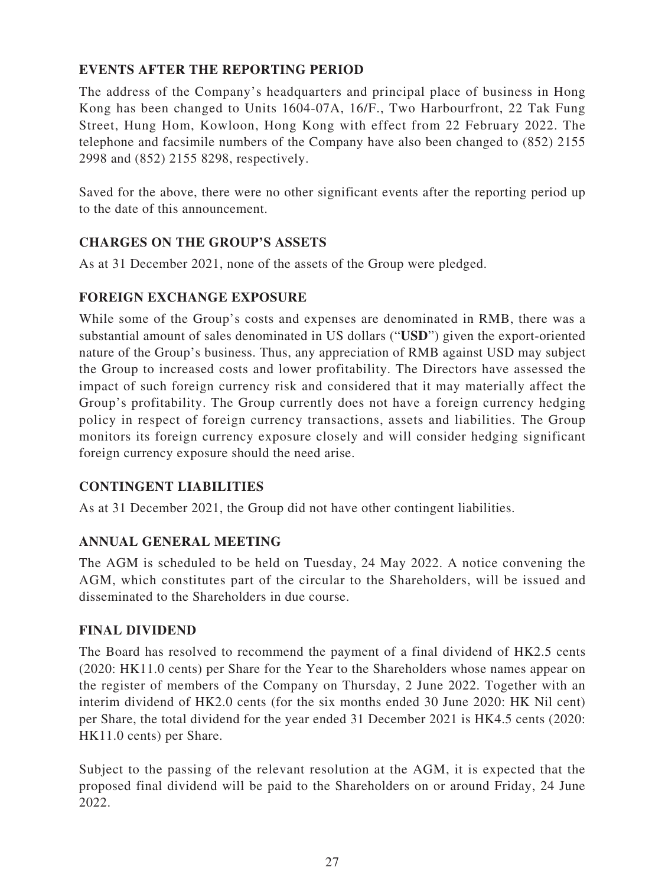## EVENTS AFTER THE REPORTING PERIOD

The address of the Company's headquarters and principal place of business in Hong Kong has been changed to Units 1604-07A, 16/F., Two Harbourfront, 22 Tak Fung Street, Hung Hom, Kowloon, Hong Kong with effect from 22 February 2022. The telephone and facsimile numbers of the Company have also been changed to (852) 2155 2998 and (852) 2155 8298, respectively.

Saved for the above, there were no other significant events after the reporting period up to the date of this announcement.

## CHARGES ON THE GROUP'S ASSETS

As at 31 December 2021, none of the assets of the Group were pledged.

## FOREIGN EXCHANGE EXPOSURE

While some of the Group's costs and expenses are denominated in RMB, there was a substantial amount of sales denominated in US dollars ("**USD**") given the export-oriented nature of the Group's business. Thus, any appreciation of RMB against USD may subject the Group to increased costs and lower profitability. The Directors have assessed the impact of such foreign currency risk and considered that it may materially affect the Group's profitability. The Group currently does not have a foreign currency hedging policy in respect of foreign currency transactions, assets and liabilities. The Group monitors its foreign currency exposure closely and will consider hedging significant foreign currency exposure should the need arise.

## CONTINGENT LIABILITIES

As at 31 December 2021, the Group did not have other contingent liabilities.

## ANNUAL GENERAL MEETING

The AGM is scheduled to be held on Tuesday, 24 May 2022. A notice convening the AGM, which constitutes part of the circular to the Shareholders, will be issued and disseminated to the Shareholders in due course.

## FINAL DIVIDEND

The Board has resolved to recommend the payment of a final dividend of HK2.5 cents (2020: HK11.0 cents) per Share for the Year to the Shareholders whose names appear on the register of members of the Company on Thursday, 2 June 2022. Together with an interim dividend of HK2.0 cents (for the six months ended 30 June 2020: HK Nil cent) per Share, the total dividend for the year ended 31 December 2021 is HK4.5 cents (2020: HK11.0 cents) per Share.

Subject to the passing of the relevant resolution at the AGM, it is expected that the proposed final dividend will be paid to the Shareholders on or around Friday, 24 June 2022.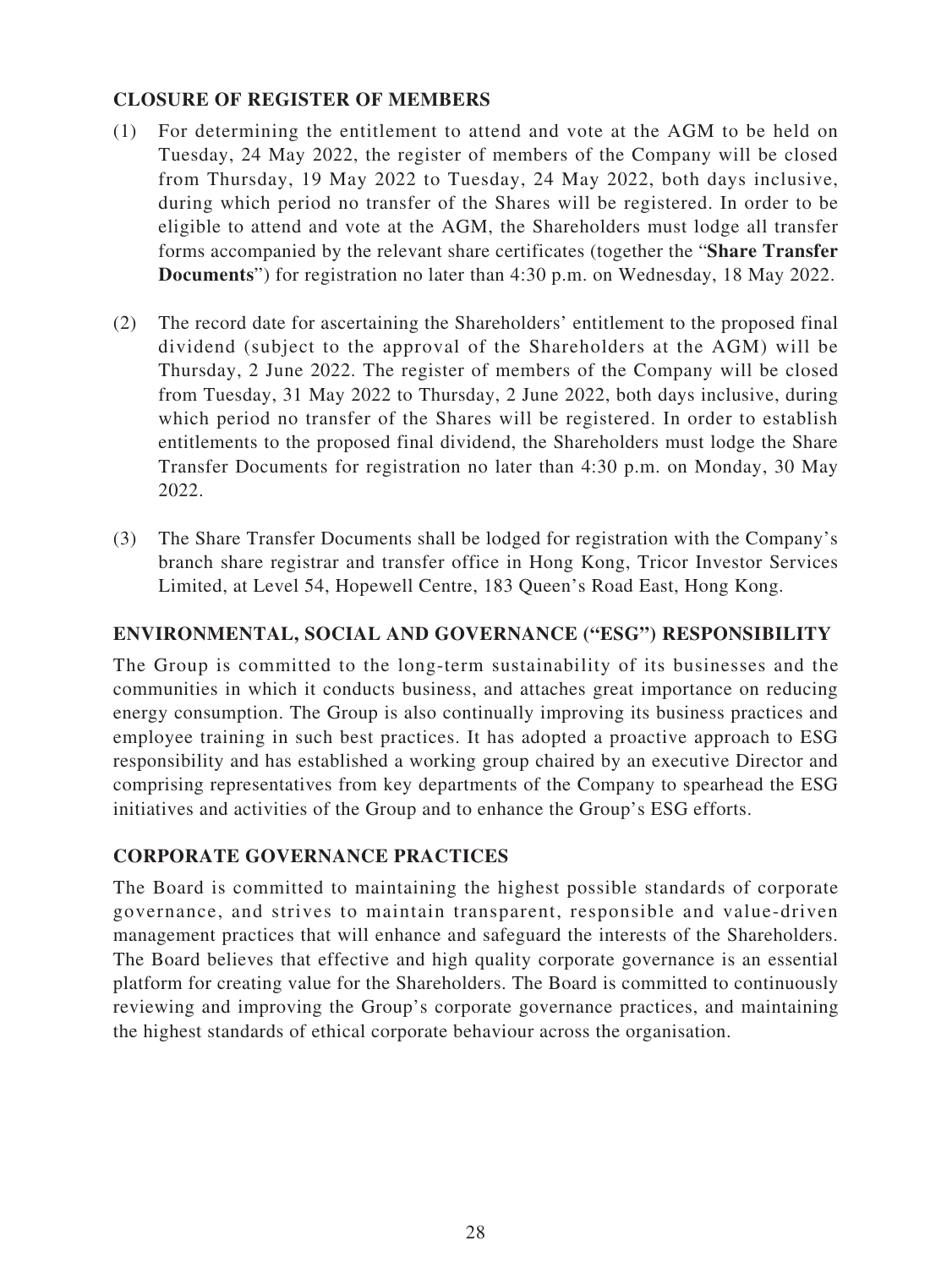## CLOSURE OF REGISTER OF MEMBERS

(1) For determining the entitlement to attend and vote at the AGM to be held on Tuesday, 24 May 2022, the register of members of the Company will be closed from Thursday, 19 May 2022 to Tuesday, 24 May 2022, both days inclusive, during which period no transfer of the Shares will be registered. In order to be eligible to attend and vote at the AGM, the Shareholders must lodge all transfer forms accompanied by the relevant share certificates (together the "**Share Transfer Documents**") for registration no later than 4:30 p.m. on Wednesday, 18 May 2022.

(2) The record date for ascertaining the Shareholders' entitlement to the proposed final dividend (subject to the approval of the Shareholders at the AGM) will be Thursday, 2 June 2022. The register of members of the Company will be closed from Tuesday, 31 May 2022 to Thursday, 2 June 2022, both days inclusive, during which period no transfer of the Shares will be registered. In order to establish entitlements to the proposed final dividend, the Shareholders must lodge the Share Transfer Documents for registration no later than 4:30 p.m. on Monday, 30 May 2022.

(3) The Share Transfer Documents shall be lodged for registration with the Company's branch share registrar and transfer office in Hong Kong, Tricor Investor Services Limited, at Level 54, Hopewell Centre, 183 Queen's Road East, Hong Kong.

## ENVIRONMENTAL, SOCIAL AND GOVERNANCE ("ESG") RESPONSIBILITY

The Group is committed to the long-term sustainability of its businesses and the communities in which it conducts business, and attaches great importance on reducing energy consumption. The Group is also continually improving its business practices and employee training in such best practices. It has adopted a proactive approach to ESG responsibility and has established a working group chaired by an executive Director and comprising representatives from key departments of the Company to spearhead the ESG initiatives and activities of the Group and to enhance the Group's ESG efforts.

## CORPORATE GOVERNANCE PRACTICES

The Board is committed to maintaining the highest possible standards of corporate governance, and strives to maintain transparent, responsible and value-driven management practices that will enhance and safeguard the interests of the Shareholders. The Board believes that effective and high quality corporate governance is an essential platform for creating value for the Shareholders. The Board is committed to continuously reviewing and improving the Group's corporate governance practices, and maintaining the highest standards of ethical corporate behaviour across the organisation.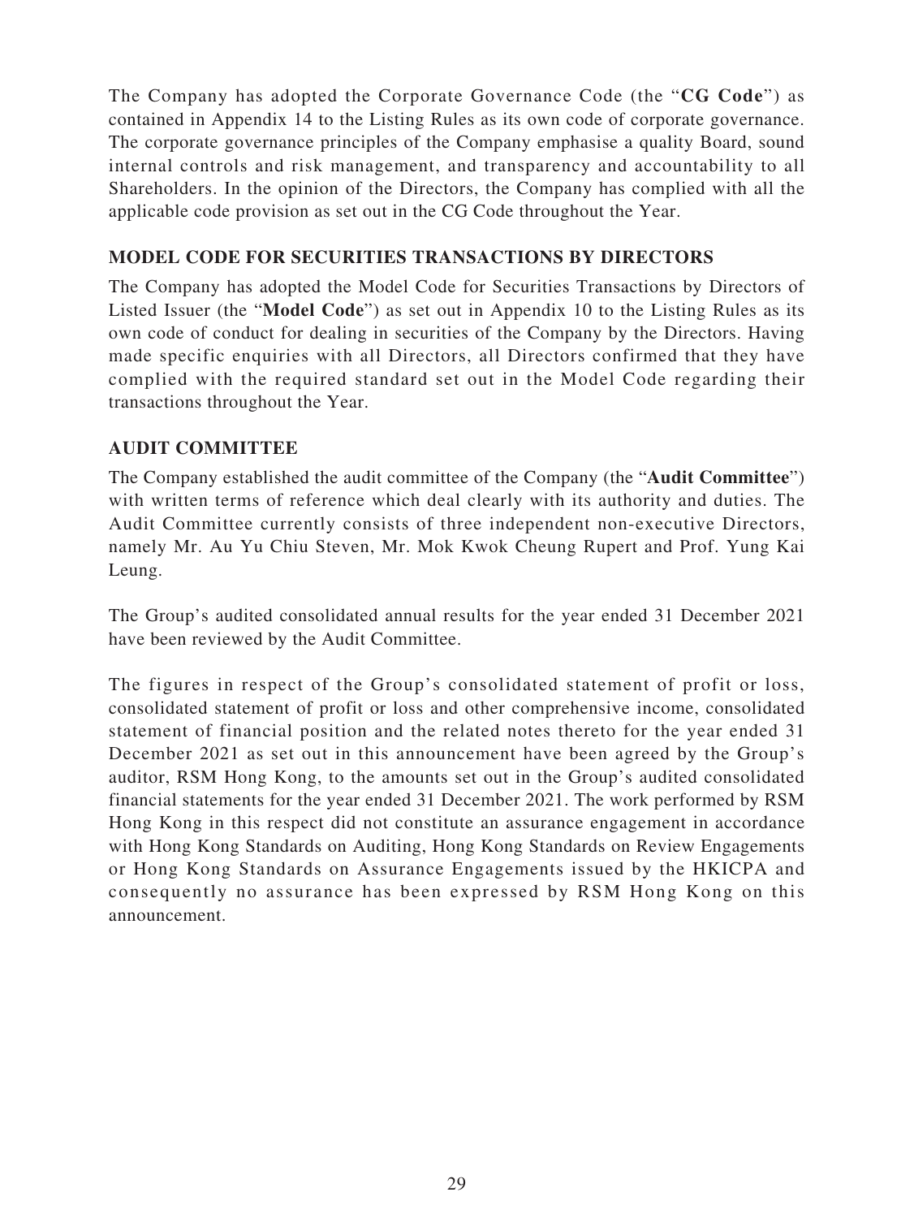The Company has adopted the Corporate Governance Code (the "**CG Code**") as contained in Appendix 14 to the Listing Rules as its own code of corporate governance. The corporate governance principles of the Company emphasise a quality Board, sound internal controls and risk management, and transparency and accountability to all Shareholders. In the opinion of the Directors, the Company has complied with all the applicable code provision as set out in the CG Code throughout the Year.

## MODEL CODE FOR SECURITIES TRANSACTIONS BY DIRECTORS

The Company has adopted the Model Code for Securities Transactions by Directors of Listed Issuer (the "**Model Code**") as set out in Appendix 10 to the Listing Rules as its own code of conduct for dealing in securities of the Company by the Directors. Having made specific enquiries with all Directors, all Directors confirmed that they have complied with the required standard set out in the Model Code regarding their transactions throughout the Year.

## AUDIT COMMITTEE

The Company established the audit committee of the Company (the "**Audit Committee**") with written terms of reference which deal clearly with its authority and duties. The Audit Committee currently consists of three independent non-executive Directors, namely Mr. Au Yu Chiu Steven, Mr. Mok Kwok Cheung Rupert and Prof. Yung Kai Leung.

The Group's audited consolidated annual results for the year ended 31 December 2021 have been reviewed by the Audit Committee.

The figures in respect of the Group's consolidated statement of profit or loss, consolidated statement of profit or loss and other comprehensive income, consolidated statement of financial position and the related notes thereto for the year ended 31 December 2021 as set out in this announcement have been agreed by the Group's auditor, RSM Hong Kong, to the amounts set out in the Group's audited consolidated financial statements for the year ended 31 December 2021. The work performed by RSM Hong Kong in this respect did not constitute an assurance engagement in accordance with Hong Kong Standards on Auditing, Hong Kong Standards on Review Engagements or Hong Kong Standards on Assurance Engagements issued by the HKICPA and consequently no assurance has been expressed by RSM Hong Kong on this announcement.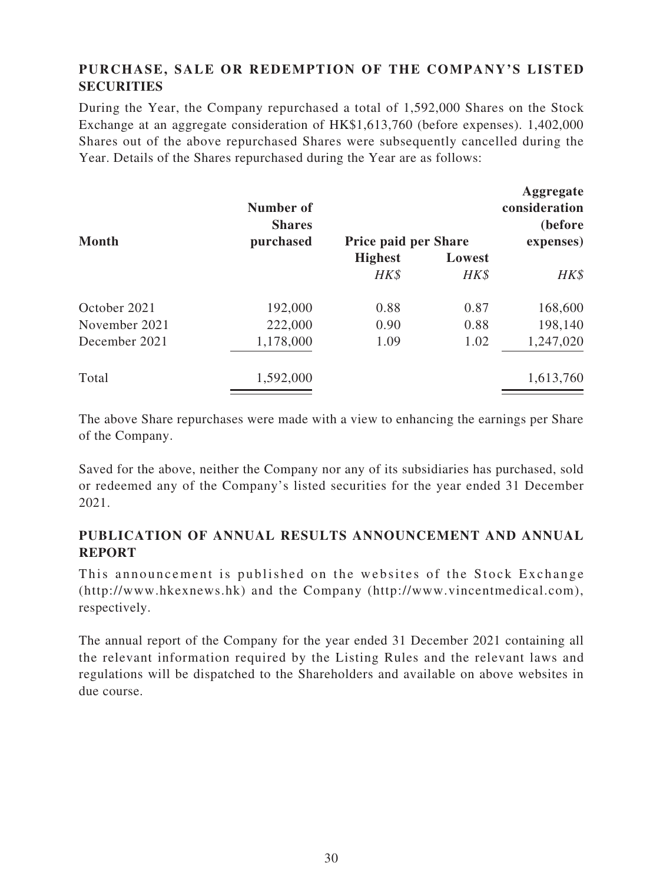## PURCHASE, SALE OR REDEMPTION OF THE COMPANY'S LISTED SECURITIES

During the Year, the Company repurchased a total of 1,592,000 Shares on the Stock Exchange at an aggregate consideration of HK$1,613,760 (before expenses). 1,402,000 Shares out of the above repurchased Shares were subsequently cancelled during the Year. Details of the Shares repurchased during the Year are as follows:

| Month | Number of Shares purchased | Price paid per Share | | Aggregate consideration (before expenses) |
|---|---|---|---|---|
| | | Highest | Lowest | |
| | | *HK$* | *HK$* | *HK$* |
| October 2021 | 192,000 | 0.88 | 0.87 | 168,600 |
| November 2021 | 222,000 | 0.90 | 0.88 | 198,140 |
| December 2021 | 1,178,000 | 1.09 | 1.02 | 1,247,020 |
| Total | 1,592,000 | | | 1,613,760 |

The above Share repurchases were made with a view to enhancing the earnings per Share of the Company.

Saved for the above, neither the Company nor any of its subsidiaries has purchased, sold or redeemed any of the Company's listed securities for the year ended 31 December 2021.

## PUBLICATION OF ANNUAL RESULTS ANNOUNCEMENT AND ANNUAL REPORT

This announcement is published on the websites of the Stock Exchange (http://www.hkexnews.hk) and the Company (http://www.vincentmedical.com), respectively.

The annual report of the Company for the year ended 31 December 2021 containing all the relevant information required by the Listing Rules and the relevant laws and regulations will be dispatched to the Shareholders and available on above websites in due course.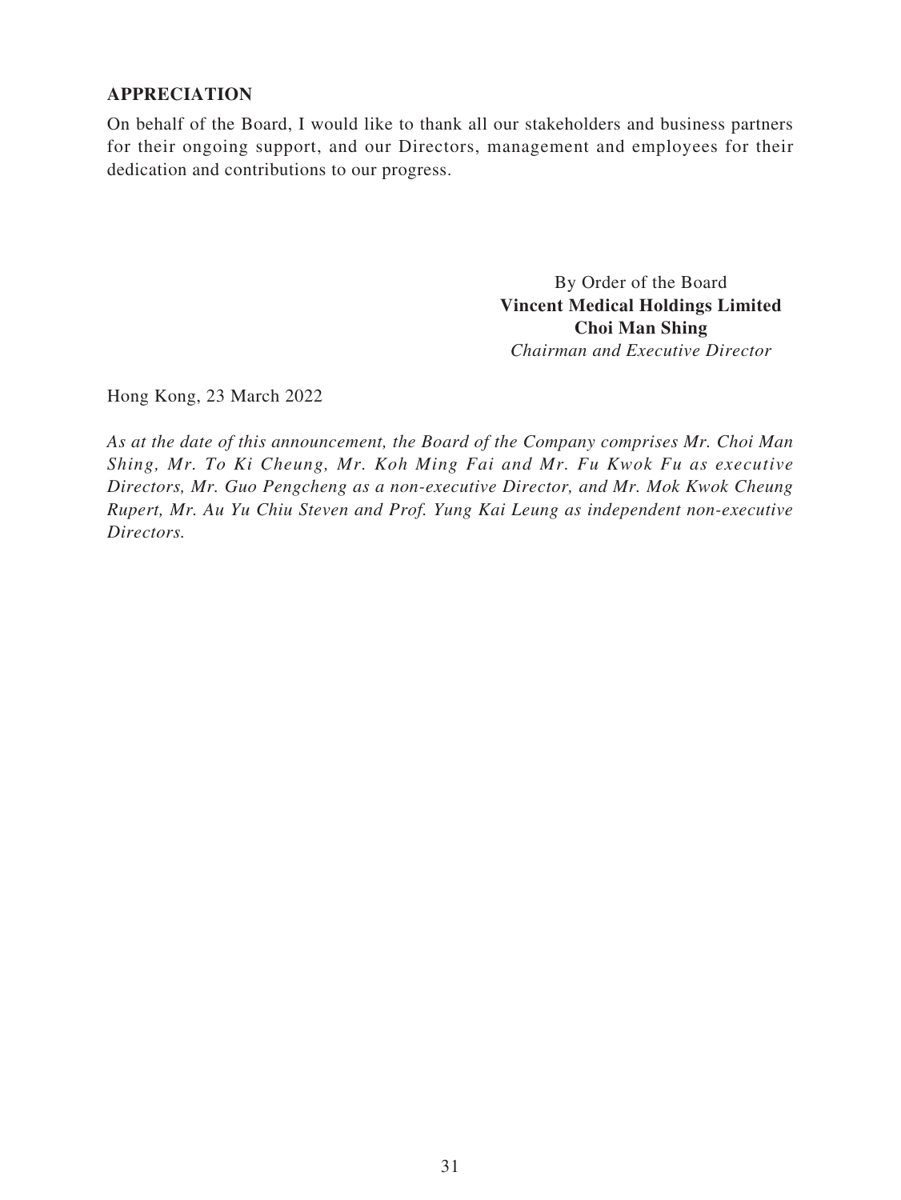## APPRECIATION

On behalf of the Board, I would like to thank all our stakeholders and business partners for their ongoing support, and our Directors, management and employees for their dedication and contributions to our progress.

By Order of the Board
**Vincent Medical Holdings Limited**
**Choi Man Shing**
*Chairman and Executive Director*

Hong Kong, 23 March 2022

*As at the date of this announcement, the Board of the Company comprises Mr. Choi Man Shing, Mr. To Ki Cheung, Mr. Koh Ming Fai and Mr. Fu Kwok Fu as executive Directors, Mr. Guo Pengcheng as a non-executive Director, and Mr. Mok Kwok Cheung Rupert, Mr. Au Yu Chiu Steven and Prof. Yung Kai Leung as independent non-executive Directors.*